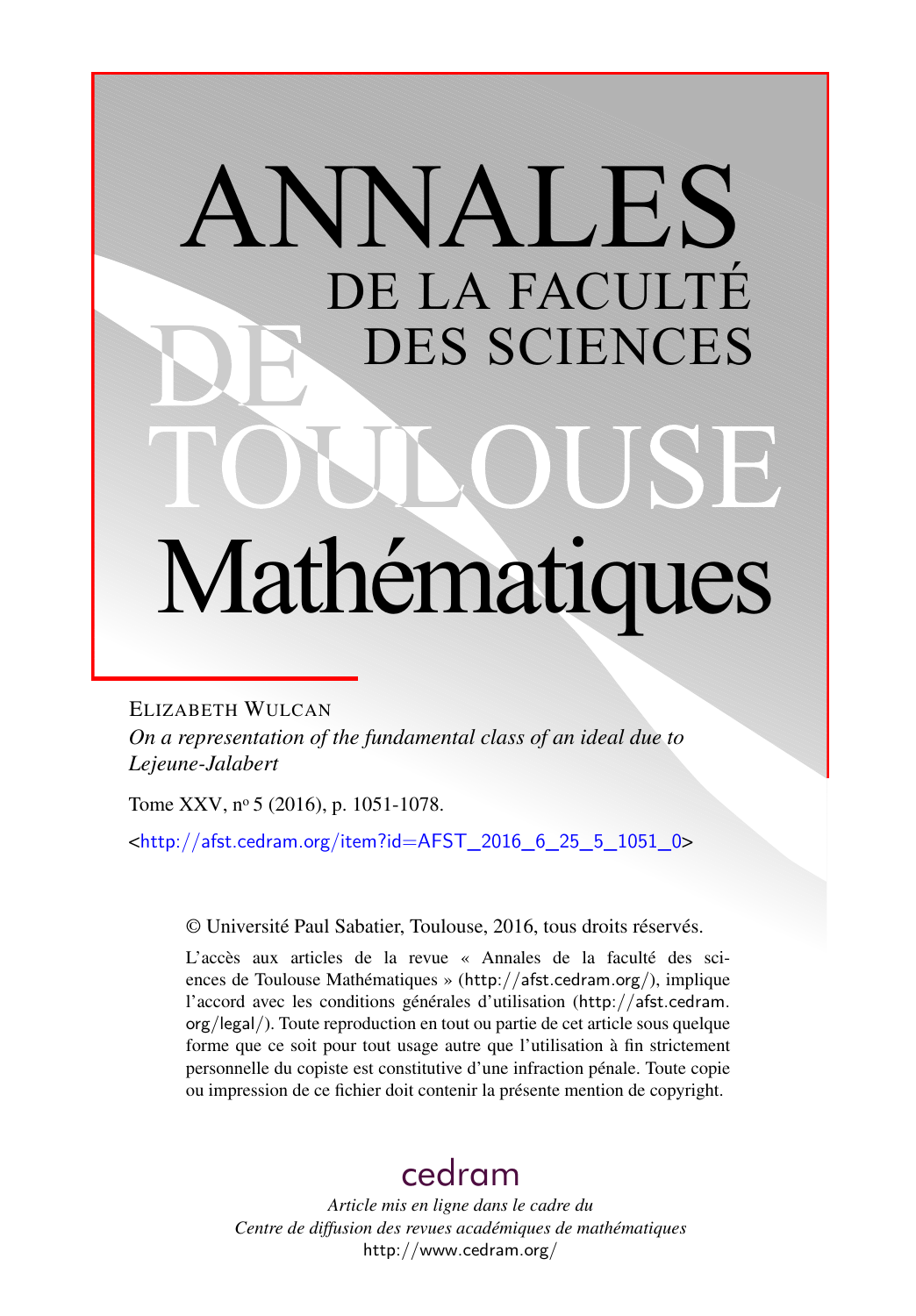# ANNALES DE LA FACULTÉ DES SCIENCES DE TOULOUSE Mathématiques

ELIZABETH WULCAN

*On a representation of the fundamental class of an ideal due to Lejeune-Jalabert*

Tome XXV, nº 5 (2016), p. 1051-1078.

<http://afst.cedram.org/item?id=AFST_2016_6_25_5_1051_0>

© Université Paul Sabatier, Toulouse, 2016, tous droits réservés.

L'accès aux articles de la revue « Annales de la faculté des sciences de Toulouse Mathématiques » (http://afst.cedram.org/), implique l'accord avec les conditions générales d'utilisation (http://afst.cedram.org/legal/). Toute reproduction en tout ou partie de cet article sous quelque forme que ce soit pour tout usage autre que l'utilisation à fin strictement personnelle du copiste est constitutive d'une infraction pénale. Toute copie ou impression de ce fichier doit contenir la présente mention de copyright.

cedram

*Article mis en ligne dans le cadre du Centre de diffusion des revues académiques de mathématiques*

http://www.cedram.org/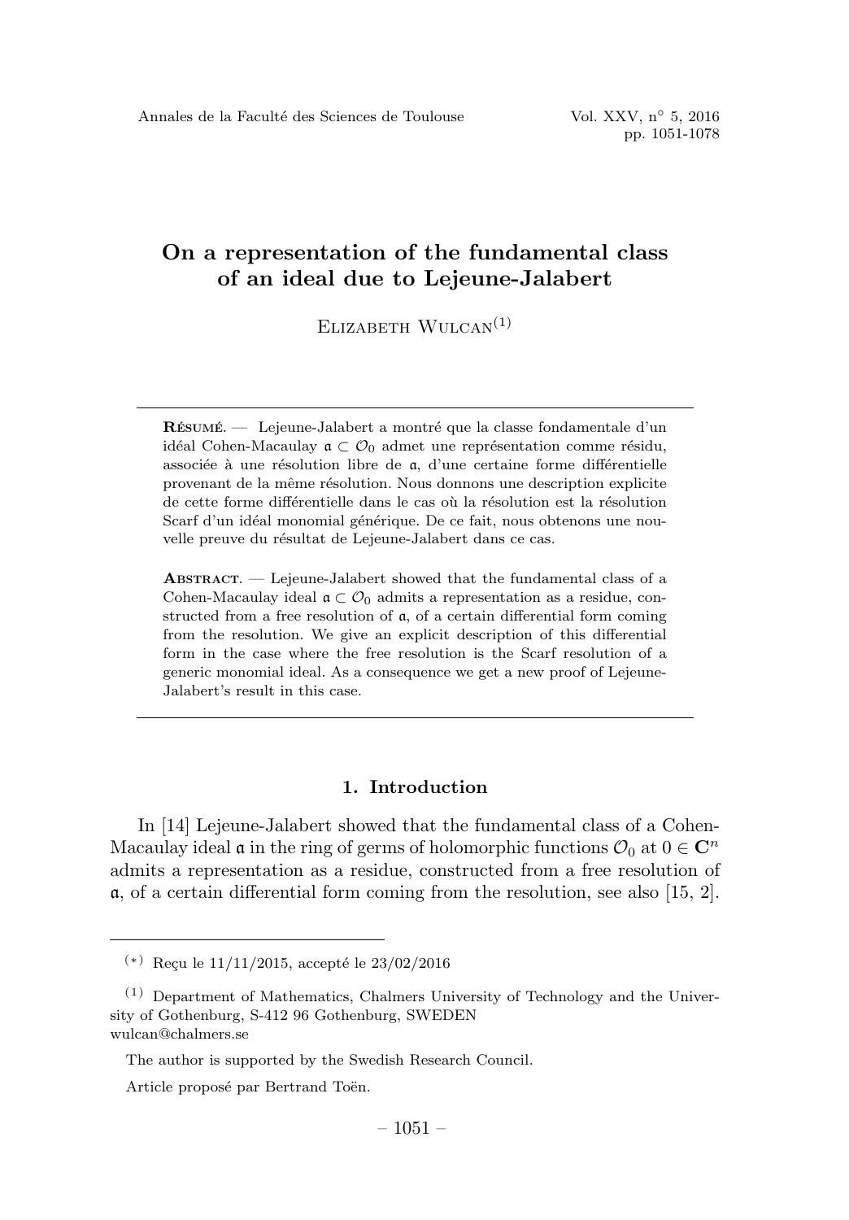# On a representation of the fundamental class of an ideal due to Lejeune-Jalabert

Elizabeth Wulcan[1]

---

**Résumé.** — Lejeune-Jalabert a montré que la classe fondamentale d'un idéal Cohen-Macaulay $\mathfrak{a} \subset \mathcal{O}_0$ admet une représentation comme résidu, associée à une résolution libre de $\mathfrak{a}$, d'une certaine forme différentielle provenant de la même résolution. Nous donnons une description explicite de cette forme différentielle dans le cas où la résolution est la résolution Scarf d'un idéal monomial générique. De ce fait, nous obtenons une nouvelle preuve du résultat de Lejeune-Jalabert dans ce cas.

**Abstract.** — Lejeune-Jalabert showed that the fundamental class of a Cohen-Macaulay ideal $\mathfrak{a} \subset \mathcal{O}_0$ admits a representation as a residue, constructed from a free resolution of $\mathfrak{a}$, of a certain differential form coming from the resolution. We give an explicit description of this differential form in the case where the free resolution is the Scarf resolution of a generic monomial ideal. As a consequence we get a new proof of Lejeune-Jalabert's result in this case.

---

## 1. Introduction

In [14] Lejeune-Jalabert showed that the fundamental class of a Cohen-Macaulay ideal $\mathfrak{a}$ in the ring of germs of holomorphic functions $\mathcal{O}_0$ at $0 \in \mathbf{C}^n$ admits a representation as a residue, constructed from a free resolution of $\mathfrak{a}$, of a certain differential form coming from the resolution, see also [15, 2].

---

(*) Reçu le 11/11/2015, accepté le 23/02/2016

(1) Department of Mathematics, Chalmers University of Technology and the University of Gothenburg, S-412 96 Gothenburg, SWEDEN
wulcan@chalmers.se

The author is supported by the Swedish Research Council.

Article proposé par Bertrand Toën.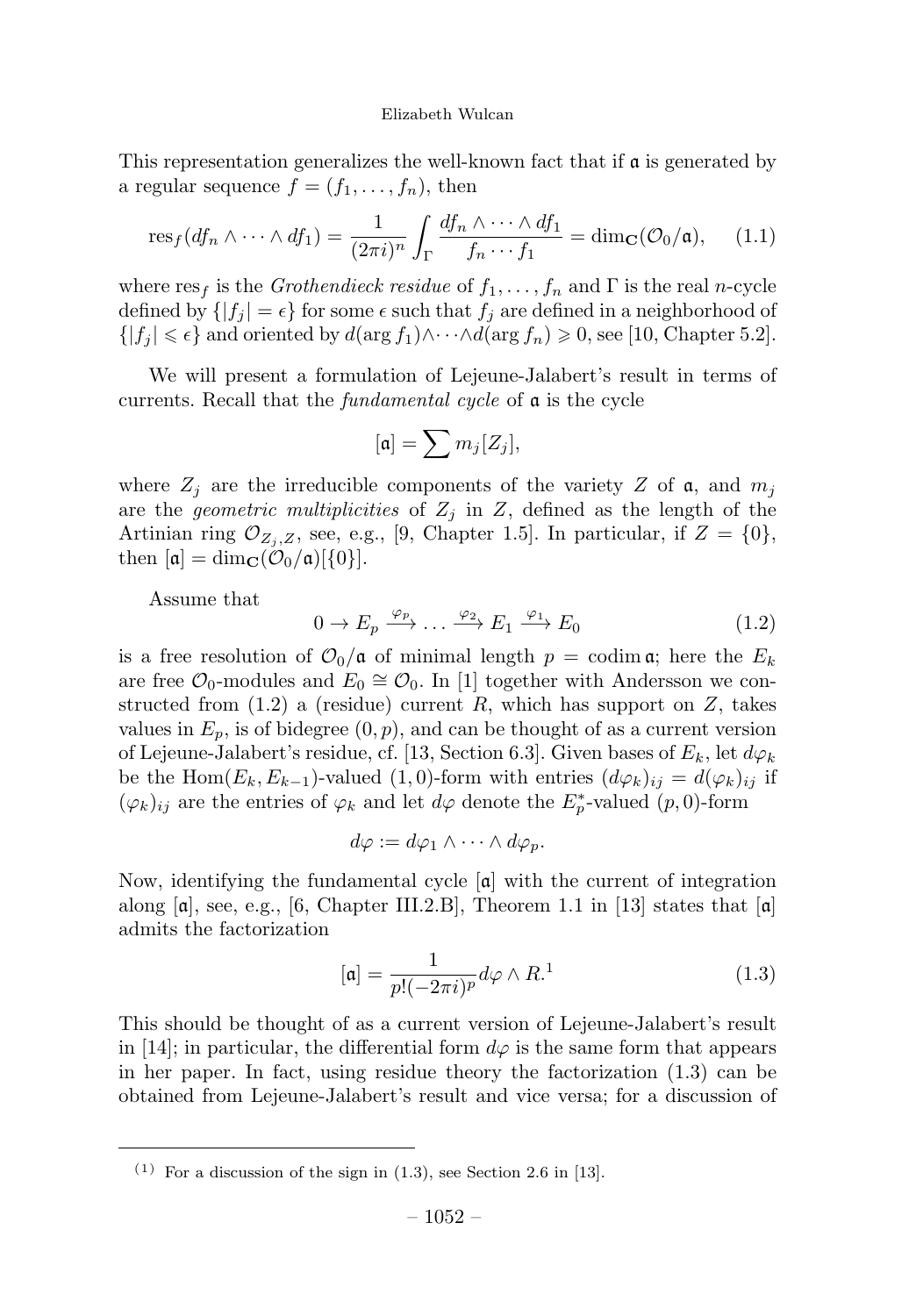This representation generalizes the well-known fact that if $\mathfrak{a}$ is generated by a regular sequence $f = (f_1, \ldots, f_n)$, then

$$\operatorname{res}_f(df_n \wedge \cdots \wedge df_1) = \frac{1}{(2\pi i)^n} \int_\Gamma \frac{df_n \wedge \cdots \wedge df_1}{f_n \cdots f_1} = \dim_{\mathbf{C}}(\mathcal{O}_0/\mathfrak{a}), \qquad (1.1)$$

where $\operatorname{res}_f$ is the *Grothendieck residue* of $f_1, \ldots, f_n$ and $\Gamma$ is the real $n$-cycle defined by $\{|f_j| = \epsilon\}$ for some $\epsilon$ such that $f_j$ are defined in a neighborhood of $\{|f_j| \leqslant \epsilon\}$ and oriented by $d(\arg f_1) \wedge \cdots \wedge d(\arg f_n) \geqslant 0$, see [10, Chapter 5.2].

We will present a formulation of Lejeune-Jalabert's result in terms of currents. Recall that the *fundamental cycle* of $\mathfrak{a}$ is the cycle

$$[\mathfrak{a}] = \sum m_j [Z_j],$$

where $Z_j$ are the irreducible components of the variety $Z$ of $\mathfrak{a}$, and $m_j$ are the *geometric multiplicities* of $Z_j$ in $Z$, defined as the length of the Artinian ring $\mathcal{O}_{Z_j,Z}$, see, e.g., [9, Chapter 1.5]. In particular, if $Z = \{0\}$, then $[\mathfrak{a}] = \dim_{\mathbf{C}}(\mathcal{O}_0/\mathfrak{a})[\{0\}]$.

Assume that

$$0 \to E_p \xrightarrow{\varphi_p} \ldots \xrightarrow{\varphi_2} E_1 \xrightarrow{\varphi_1} E_0 \qquad (1.2)$$

is a free resolution of $\mathcal{O}_0/\mathfrak{a}$ of minimal length $p = \operatorname{codim} \mathfrak{a}$; here the $E_k$ are free $\mathcal{O}_0$-modules and $E_0 \cong \mathcal{O}_0$. In [1] together with Andersson we constructed from (1.2) a (residue) current $R$, which has support on $Z$, takes values in $E_p$, is of bidegree $(0, p)$, and can be thought of as a current version of Lejeune-Jalabert's residue, cf. [13, Section 6.3]. Given bases of $E_k$, let $d\varphi_k$ be the $\operatorname{Hom}(E_k, E_{k-1})$-valued $(1,0)$-form with entries $(d\varphi_k)_{ij} = d(\varphi_k)_{ij}$ if $(\varphi_k)_{ij}$ are the entries of $\varphi_k$ and let $d\varphi$ denote the $E_p^*$-valued $(p, 0)$-form

$$d\varphi := d\varphi_1 \wedge \cdots \wedge d\varphi_p.$$

Now, identifying the fundamental cycle $[\mathfrak{a}]$ with the current of integration along $[\mathfrak{a}]$, see, e.g., [6, Chapter III.2.B], Theorem 1.1 in [13] states that $[\mathfrak{a}]$ admits the factorization

$$[\mathfrak{a}] = \frac{1}{p!(-2\pi i)^p} d\varphi \wedge R.^{1} \qquad (1.3)$$

This should be thought of as a current version of Lejeune-Jalabert's result in [14]; in particular, the differential form $d\varphi$ is the same form that appears in her paper. In fact, using residue theory the factorization (1.3) can be obtained from Lejeune-Jalabert's result and vice versa; for a discussion of

---

(1) For a discussion of the sign in (1.3), see Section 2.6 in [13].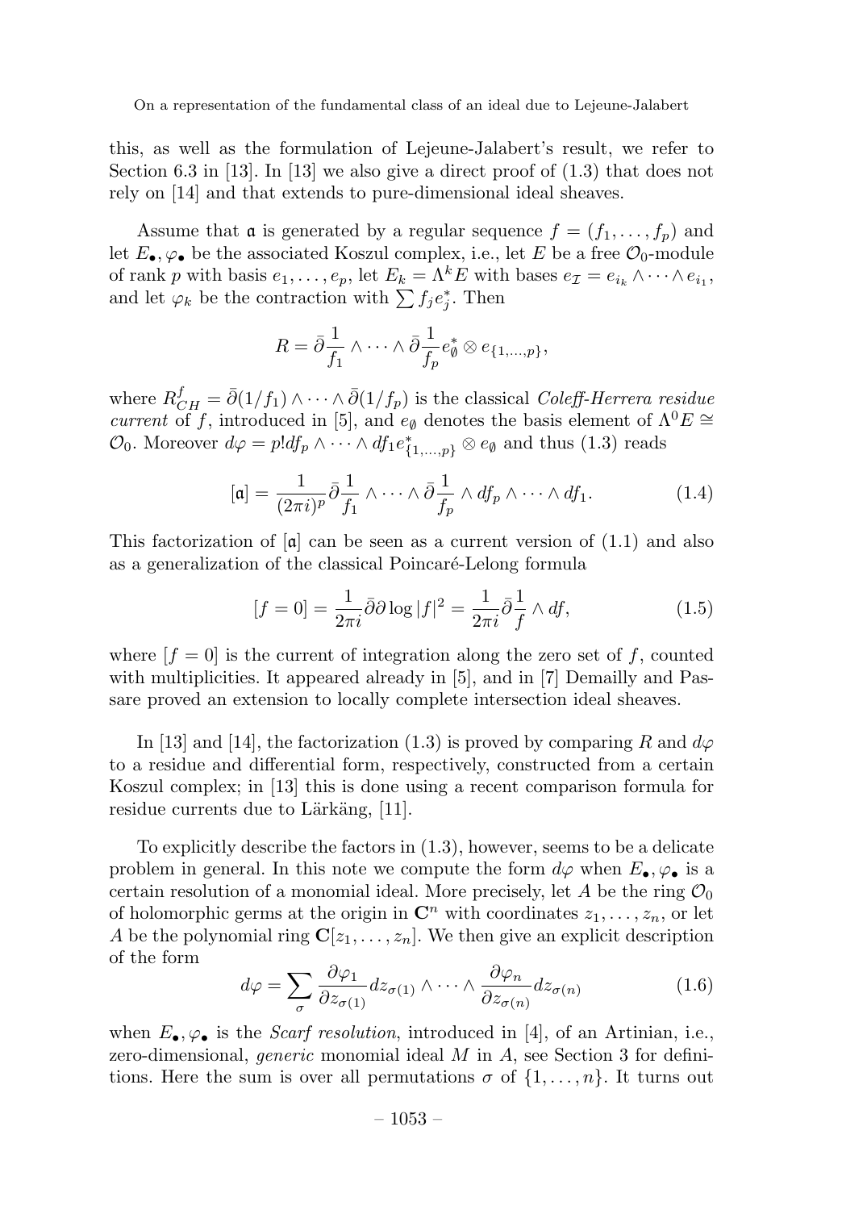this, as well as the formulation of Lejeune-Jalabert's result, we refer to Section 6.3 in [13]. In [13] we also give a direct proof of (1.3) that does not rely on [14] and that extends to pure-dimensional ideal sheaves.

Assume that $\mathfrak{a}$ is generated by a regular sequence $f = (f_1, \dots, f_p)$ and let $E_\bullet, \varphi_\bullet$ be the associated Koszul complex, i.e., let $E$ be a free $\mathcal{O}_0$-module of rank $p$ with basis $e_1, \dots, e_p$, let $E_k = \Lambda^k E$ with bases $e_{\mathcal{I}} = e_{i_k} \wedge \cdots \wedge e_{i_1}$, and let $\varphi_k$ be the contraction with $\sum f_j e_j^*$. Then

$$R = \bar\partial \frac{1}{f_1} \wedge \cdots \wedge \bar\partial \frac{1}{f_p} e_\emptyset^* \otimes e_{\{1,\dots,p\}},$$

where $R_{CH}^f = \bar\partial(1/f_1) \wedge \cdots \wedge \bar\partial(1/f_p)$ is the classical *Coleff-Herrera residue current* of $f$, introduced in [5], and $e_\emptyset$ denotes the basis element of $\Lambda^0 E \cong \mathcal{O}_0$. Moreover $d\varphi = p! df_p \wedge \cdots \wedge df_1 e_{\{1,\dots,p\}}^* \otimes e_\emptyset$ and thus (1.3) reads

$$[\mathfrak{a}] = \frac{1}{(2\pi i)^p} \bar\partial \frac{1}{f_1} \wedge \cdots \wedge \bar\partial \frac{1}{f_p} \wedge df_p \wedge \cdots \wedge df_1. \tag{1.4}$$

This factorization of $[\mathfrak{a}]$ can be seen as a current version of (1.1) and also as a generalization of the classical Poincaré-Lelong formula

$$[f = 0] = \frac{1}{2\pi i} \bar\partial \partial \log |f|^2 = \frac{1}{2\pi i} \bar\partial \frac{1}{f} \wedge df, \tag{1.5}$$

where $[f = 0]$ is the current of integration along the zero set of $f$, counted with multiplicities. It appeared already in [5], and in [7] Demailly and Passare proved an extension to locally complete intersection ideal sheaves.

In [13] and [14], the factorization (1.3) is proved by comparing $R$ and $d\varphi$ to a residue and differential form, respectively, constructed from a certain Koszul complex; in [13] this is done using a recent comparison formula for residue currents due to Lärkäng, [11].

To explicitly describe the factors in (1.3), however, seems to be a delicate problem in general. In this note we compute the form $d\varphi$ when $E_\bullet, \varphi_\bullet$ is a certain resolution of a monomial ideal. More precisely, let $A$ be the ring $\mathcal{O}_0$ of holomorphic germs at the origin in $\mathbf{C}^n$ with coordinates $z_1, \dots, z_n$, or let $A$ be the polynomial ring $\mathbf{C}[z_1, \dots, z_n]$. We then give an explicit description of the form

$$d\varphi = \sum_\sigma \frac{\partial \varphi_1}{\partial z_{\sigma(1)}} dz_{\sigma(1)} \wedge \cdots \wedge \frac{\partial \varphi_n}{\partial z_{\sigma(n)}} dz_{\sigma(n)} \tag{1.6}$$

when $E_\bullet, \varphi_\bullet$ is the *Scarf resolution*, introduced in [4], of an Artinian, i.e., zero-dimensional, *generic* monomial ideal $M$ in $A$, see Section 3 for definitions. Here the sum is over all permutations $\sigma$ of $\{1, \dots, n\}$. It turns out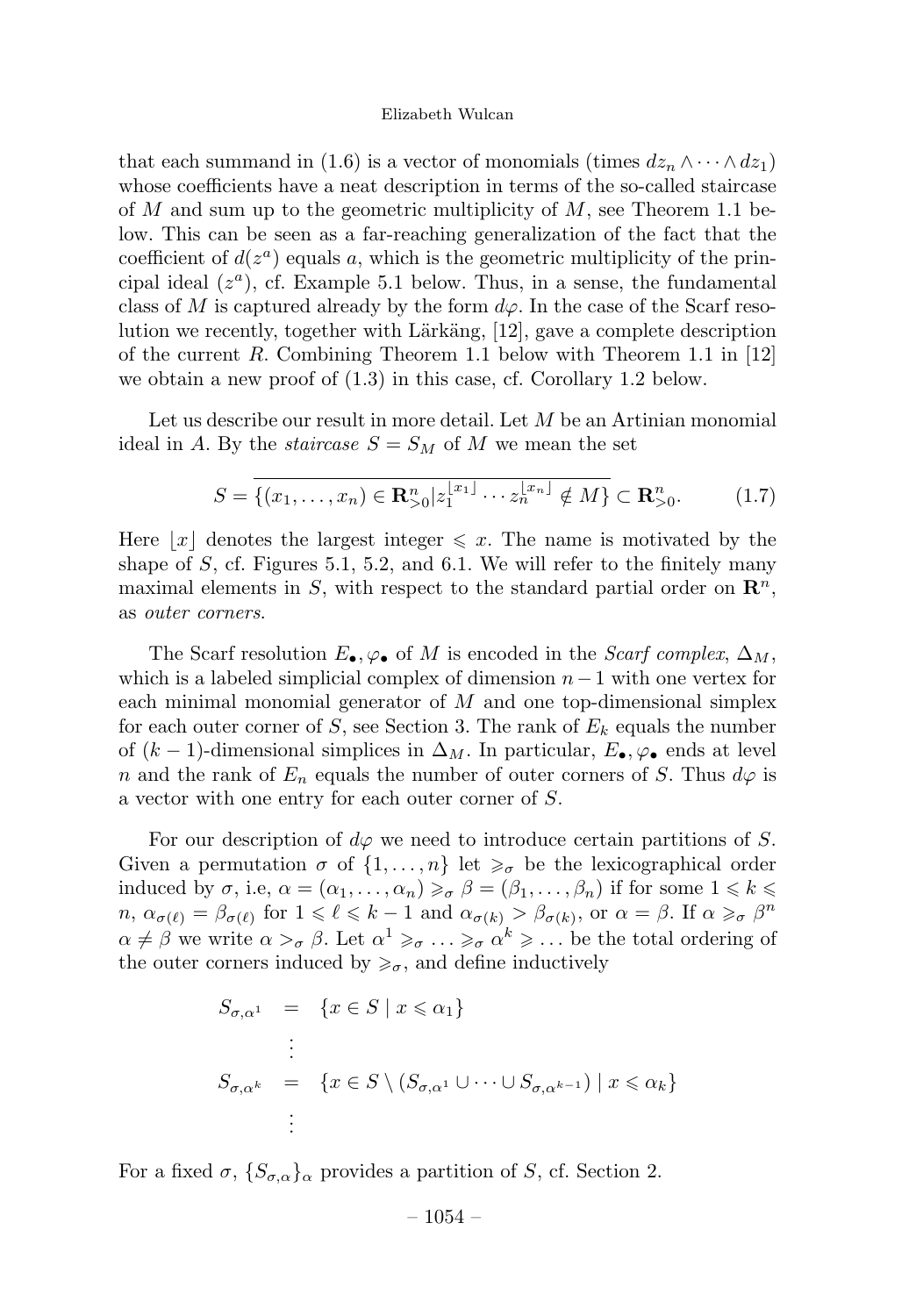that each summand in (1.6) is a vector of monomials (times $dz_n \wedge \cdots \wedge dz_1$) whose coefficients have a neat description in terms of the so-called staircase of $M$ and sum up to the geometric multiplicity of $M$, see Theorem 1.1 below. This can be seen as a far-reaching generalization of the fact that the coefficient of $d(z^a)$ equals $a$, which is the geometric multiplicity of the principal ideal $(z^a)$, cf. Example 5.1 below. Thus, in a sense, the fundamental class of $M$ is captured already by the form $d\varphi$. In the case of the Scarf resolution we recently, together with Lärkäng, [12], gave a complete description of the current $R$. Combining Theorem 1.1 below with Theorem 1.1 in [12] we obtain a new proof of (1.3) in this case, cf. Corollary 1.2 below.

Let us describe our result in more detail. Let $M$ be an Artinian monomial ideal in $A$. By the *staircase* $S = S_M$ of $M$ we mean the set

$$S = \overline{\{(x_1, \ldots, x_n) \in \mathbf{R}^n_{>0} | z_1^{\lfloor x_1 \rfloor} \cdots z_n^{\lfloor x_n \rfloor} \notin M\}} \subset \mathbf{R}^n_{>0}. \qquad (1.7)$$

Here $\lfloor x \rfloor$ denotes the largest integer $\leqslant x$. The name is motivated by the shape of $S$, cf. Figures 5.1, 5.2, and 6.1. We will refer to the finitely many maximal elements in $S$, with respect to the standard partial order on $\mathbf{R}^n$, as *outer corners*.

The Scarf resolution $E_\bullet, \varphi_\bullet$ of $M$ is encoded in the *Scarf complex*, $\Delta_M$, which is a labeled simplicial complex of dimension $n-1$ with one vertex for each minimal monomial generator of $M$ and one top-dimensional simplex for each outer corner of $S$, see Section 3. The rank of $E_k$ equals the number of $(k-1)$-dimensional simplices in $\Delta_M$. In particular, $E_\bullet, \varphi_\bullet$ ends at level $n$ and the rank of $E_n$ equals the number of outer corners of $S$. Thus $d\varphi$ is a vector with one entry for each outer corner of $S$.

For our description of $d\varphi$ we need to introduce certain partitions of $S$. Given a permutation $\sigma$ of $\{1, \ldots, n\}$ let $\geqslant_\sigma$ be the lexicographical order induced by $\sigma$, i.e, $\alpha = (\alpha_1, \ldots, \alpha_n) \geqslant_\sigma \beta = (\beta_1, \ldots, \beta_n)$ if for some $1 \leqslant k \leqslant n$, $\alpha_{\sigma(\ell)} = \beta_{\sigma(\ell)}$ for $1 \leqslant \ell \leqslant k-1$ and $\alpha_{\sigma(k)} > \beta_{\sigma(k)}$, or $\alpha = \beta$. If $\alpha \geqslant_\sigma \beta^n$ $\alpha \neq \beta$ we write $\alpha >_\sigma \beta$. Let $\alpha^1 \geqslant_\sigma \ldots \geqslant_\sigma \alpha^k \geqslant \ldots$ be the total ordering of the outer corners induced by $\geqslant_\sigma$, and define inductively

$$\begin{aligned}
S_{\sigma,\alpha^1} &= \{x \in S \mid x \leqslant \alpha_1\} \\
&\vdots \\
S_{\sigma,\alpha^k} &= \{x \in S \setminus (S_{\sigma,\alpha^1} \cup \cdots \cup S_{\sigma,\alpha^{k-1}}) \mid x \leqslant \alpha_k\} \\
&\vdots
\end{aligned}$$

For a fixed $\sigma$, $\{S_{\sigma,\alpha}\}_\alpha$ provides a partition of $S$, cf. Section 2.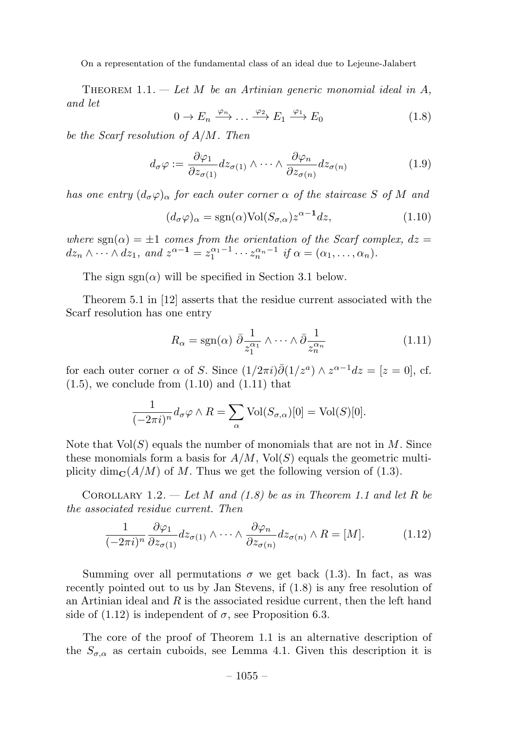THEOREM 1.1. — *Let $M$ be an Artinian generic monomial ideal in $A$, and let*

$$0 \to E_n \xrightarrow{\varphi_n} \dots \xrightarrow{\varphi_2} E_1 \xrightarrow{\varphi_1} E_0 \tag{1.8}$$

*be the Scarf resolution of $A/M$. Then*

$$d_\sigma \varphi := \frac{\partial \varphi_1}{\partial z_{\sigma(1)}} dz_{\sigma(1)} \wedge \cdots \wedge \frac{\partial \varphi_n}{\partial z_{\sigma(n)}} dz_{\sigma(n)} \tag{1.9}$$

*has one entry $(d_\sigma \varphi)_\alpha$ for each outer corner $\alpha$ of the staircase $S$ of $M$ and*

$$(d_\sigma \varphi)_\alpha = \operatorname{sgn}(\alpha) \operatorname{Vol}(S_{\sigma,\alpha}) z^{\alpha - \mathbf{1}} dz, \tag{1.10}$$

*where $\operatorname{sgn}(\alpha) = \pm 1$ comes from the orientation of the Scarf complex, $dz = dz_n \wedge \cdots \wedge dz_1$, and $z^{\alpha-\mathbf{1}} = z_1^{\alpha_1 - 1} \cdots z_n^{\alpha_n - 1}$ if $\alpha = (\alpha_1, \dots, \alpha_n)$.*

The sign $\operatorname{sgn}(\alpha)$ will be specified in Section 3.1 below.

Theorem 5.1 in [12] asserts that the residue current associated with the Scarf resolution has one entry

$$R_\alpha = \operatorname{sgn}(\alpha)\ \bar\partial \frac{1}{z_1^{\alpha_1}} \wedge \cdots \wedge \bar\partial \frac{1}{z_n^{\alpha_n}} \tag{1.11}$$

for each outer corner $\alpha$ of $S$. Since $(1/2\pi i)\bar\partial(1/z^a) \wedge z^{\alpha-1} dz = [z = 0]$, cf. (1.5), we conclude from (1.10) and (1.11) that

$$\frac{1}{(-2\pi i)^n} d_\sigma \varphi \wedge R = \sum_\alpha \operatorname{Vol}(S_{\sigma,\alpha})[0] = \operatorname{Vol}(S)[0].$$

Note that $\operatorname{Vol}(S)$ equals the number of monomials that are not in $M$. Since these monomials form a basis for $A/M$, $\operatorname{Vol}(S)$ equals the geometric multiplicity $\dim_{\mathbf{C}}(A/M)$ of $M$. Thus we get the following version of (1.3).

COROLLARY 1.2. — *Let $M$ and (1.8) be as in Theorem 1.1 and let $R$ be the associated residue current. Then*

$$\frac{1}{(-2\pi i)^n} \frac{\partial \varphi_1}{\partial z_{\sigma(1)}} dz_{\sigma(1)} \wedge \cdots \wedge \frac{\partial \varphi_n}{\partial z_{\sigma(n)}} dz_{\sigma(n)} \wedge R = [M]. \tag{1.12}$$

Summing over all permutations $\sigma$ we get back (1.3). In fact, as was recently pointed out to us by Jan Stevens, if (1.8) is any free resolution of an Artinian ideal and $R$ is the associated residue current, then the left hand side of (1.12) is independent of $\sigma$, see Proposition 6.3.

The core of the proof of Theorem 1.1 is an alternative description of the $S_{\sigma,\alpha}$ as certain cuboids, see Lemma 4.1. Given this description it is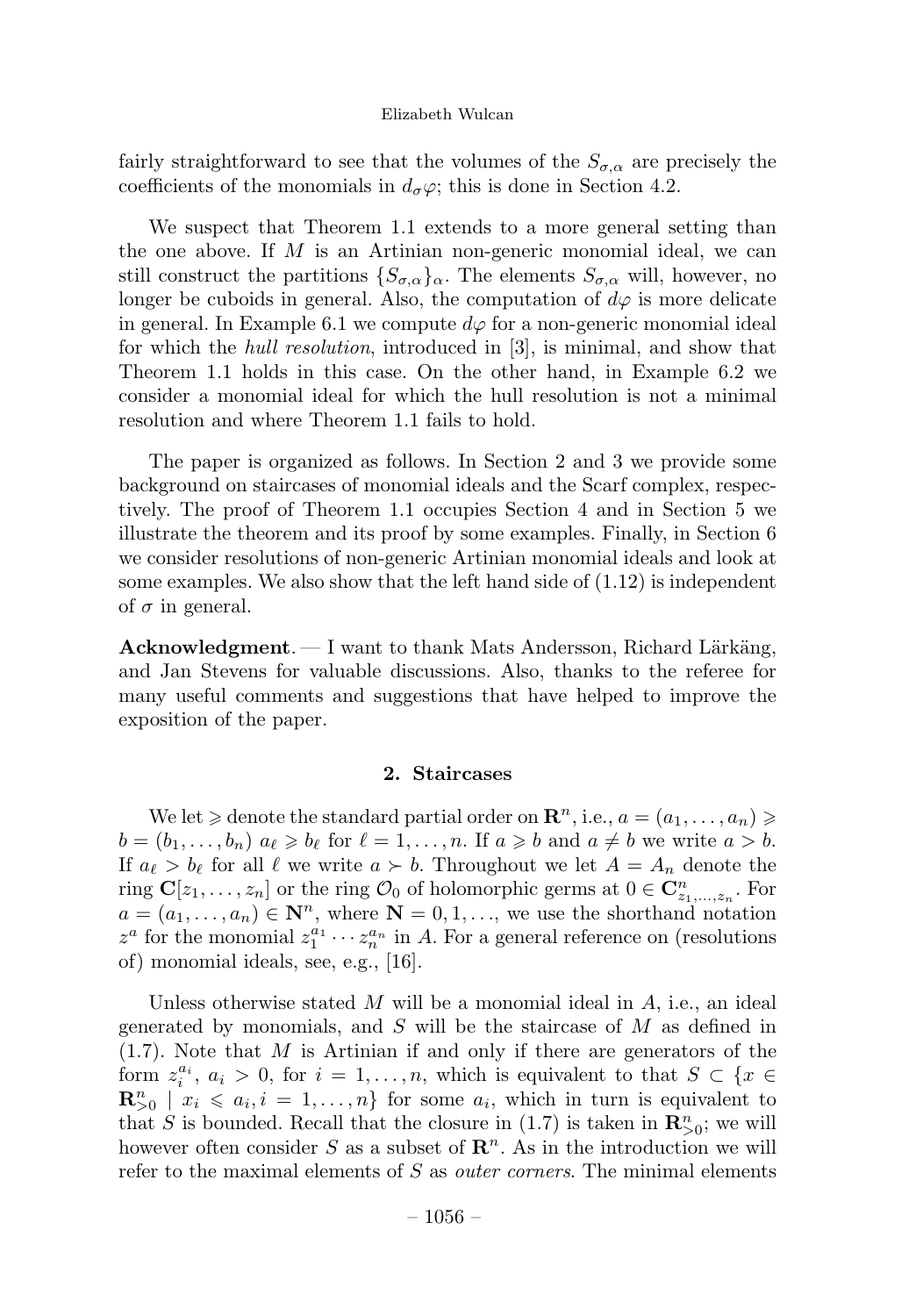fairly straightforward to see that the volumes of the $S_{\sigma,\alpha}$ are precisely the coefficients of the monomials in $d_\sigma\varphi$; this is done in Section 4.2.

We suspect that Theorem 1.1 extends to a more general setting than the one above. If $M$ is an Artinian non-generic monomial ideal, we can still construct the partitions $\{S_{\sigma,\alpha}\}_\alpha$. The elements $S_{\sigma,\alpha}$ will, however, no longer be cuboids in general. Also, the computation of $d\varphi$ is more delicate in general. In Example 6.1 we compute $d\varphi$ for a non-generic monomial ideal for which the *hull resolution*, introduced in [3], is minimal, and show that Theorem 1.1 holds in this case. On the other hand, in Example 6.2 we consider a monomial ideal for which the hull resolution is not a minimal resolution and where Theorem 1.1 fails to hold.

The paper is organized as follows. In Section 2 and 3 we provide some background on staircases of monomial ideals and the Scarf complex, respectively. The proof of Theorem 1.1 occupies Section 4 and in Section 5 we illustrate the theorem and its proof by some examples. Finally, in Section 6 we consider resolutions of non-generic Artinian monomial ideals and look at some examples. We also show that the left hand side of (1.12) is independent of $\sigma$ in general.

**Acknowledgment**. — I want to thank Mats Andersson, Richard Lärkäng, and Jan Stevens for valuable discussions. Also, thanks to the referee for many useful comments and suggestions that have helped to improve the exposition of the paper.

## 2. Staircases

We let $\geqslant$ denote the standard partial order on $\mathbf{R}^n$, i.e., $a = (a_1, \dots, a_n) \geqslant b = (b_1, \dots, b_n)$ $a_\ell \geqslant b_\ell$ for $\ell = 1, \dots, n$. If $a \geqslant b$ and $a \neq b$ we write $a > b$. If $a_\ell > b_\ell$ for all $\ell$ we write $a \succ b$. Throughout we let $A = A_n$ denote the ring $\mathbf{C}[z_1, \dots, z_n]$ or the ring $\mathcal{O}_0$ of holomorphic germs at $0 \in \mathbf{C}^n_{z_1,\dots,z_n}$. For $a = (a_1, \dots, a_n) \in \mathbf{N}^n$, where $\mathbf{N} = 0, 1, \dots$, we use the shorthand notation $z^a$ for the monomial $z_1^{a_1} \cdots z_n^{a_n}$ in $A$. For a general reference on (resolutions of) monomial ideals, see, e.g., [16].

Unless otherwise stated $M$ will be a monomial ideal in $A$, i.e., an ideal generated by monomials, and $S$ will be the staircase of $M$ as defined in (1.7). Note that $M$ is Artinian if and only if there are generators of the form $z_i^{a_i}$, $a_i > 0$, for $i = 1, \dots, n$, which is equivalent to that $S \subset \{x \in \mathbf{R}^n_{>0} \mid x_i \leqslant a_i, i = 1, \dots, n\}$ for some $a_i$, which in turn is equivalent to that $S$ is bounded. Recall that the closure in (1.7) is taken in $\mathbf{R}^n_{>0}$; we will however often consider $S$ as a subset of $\mathbf{R}^n$. As in the introduction we will refer to the maximal elements of $S$ as *outer corners*. The minimal elements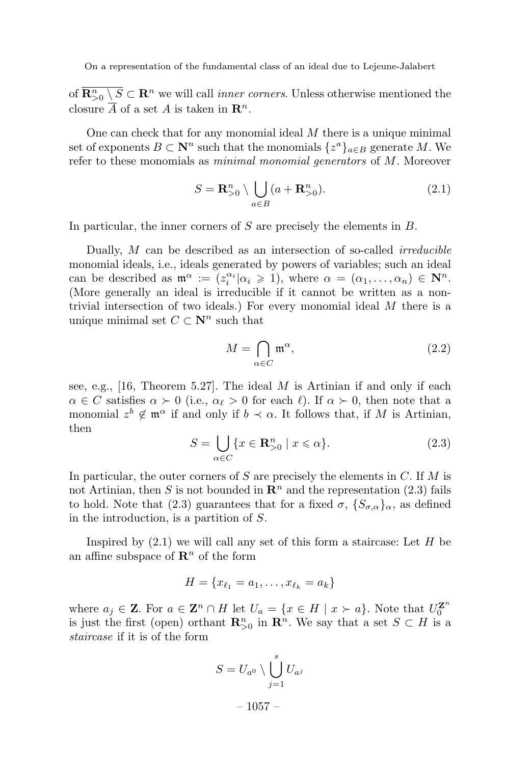of $\overline{\mathbf{R}^n_{>0} \setminus S} \subset \mathbf{R}^n$ we will call *inner corners*. Unless otherwise mentioned the closure $\overline{A}$ of a set $A$ is taken in $\mathbf{R}^n$.

One can check that for any monomial ideal $M$ there is a unique minimal set of exponents $B \subset \mathbf{N}^n$ such that the monomials $\{z^a\}_{a\in B}$ generate $M$. We refer to these monomials as *minimal monomial generators* of $M$. Moreover

$$S = \mathbf{R}^n_{>0} \setminus \bigcup_{a\in B} (a + \mathbf{R}^n_{>0}). \tag{2.1}$$

In particular, the inner corners of $S$ are precisely the elements in $B$.

Dually, $M$ can be described as an intersection of so-called *irreducible* monomial ideals, i.e., ideals generated by powers of variables; such an ideal can be described as $\mathfrak{m}^\alpha := (z_i^{\alpha_i} | \alpha_i \geqslant 1)$, where $\alpha = (\alpha_1, \dots, \alpha_n) \in \mathbf{N}^n$. (More generally an ideal is irreducible if it cannot be written as a non-trivial intersection of two ideals.) For every monomial ideal $M$ there is a unique minimal set $C \subset \mathbf{N}^n$ such that

$$M = \bigcap_{\alpha\in C} \mathfrak{m}^\alpha, \tag{2.2}$$

see, e.g., [16, Theorem 5.27]. The ideal $M$ is Artinian if and only if each $\alpha \in C$ satisfies $\alpha \succ 0$ (i.e., $\alpha_\ell > 0$ for each $\ell$). If $\alpha \succ 0$, then note that a monomial $z^b \notin \mathfrak{m}^\alpha$ if and only if $b \prec \alpha$. It follows that, if $M$ is Artinian, then

$$S = \bigcup_{\alpha\in C} \{x \in \mathbf{R}^n_{>0} \mid x \leqslant \alpha\}. \tag{2.3}$$

In particular, the outer corners of $S$ are precisely the elements in $C$. If $M$ is not Artinian, then $S$ is not bounded in $\mathbf{R}^n$ and the representation (2.3) fails to hold. Note that (2.3) guarantees that for a fixed $\sigma$, $\{S_{\sigma,\alpha}\}_\alpha$, as defined in the introduction, is a partition of $S$.

Inspired by (2.1) we will call any set of this form a staircase: Let $H$ be an affine subspace of $\mathbf{R}^n$ of the form

$$H = \{x_{\ell_1} = a_1, \dots, x_{\ell_k} = a_k\}$$

where $a_j \in \mathbf{Z}$. For $a \in \mathbf{Z}^n \cap H$ let $U_a = \{x \in H \mid x \succ a\}$. Note that $U_0^{\mathbf{Z}^n}$ is just the first (open) orthant $\mathbf{R}^n_{>0}$ in $\mathbf{R}^n$. We say that a set $S \subset H$ is a *staircase* if it is of the form

$$S = U_{a^0} \setminus \bigcup_{j=1}^{s} U_{a^j}$$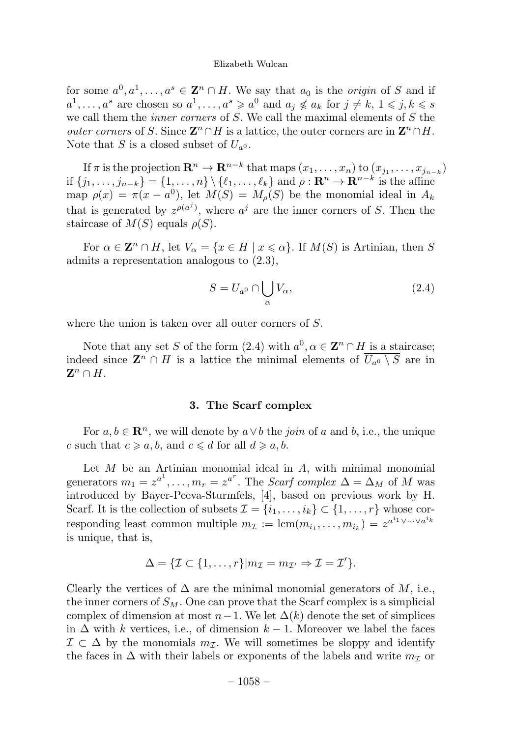for some $a^0, a^1, \dots, a^s \in \mathbf{Z}^n \cap H$. We say that $a_0$ is the *origin* of $S$ and if $a^1, \dots, a^s$ are chosen so $a^1, \dots, a^s \geqslant a^0$ and $a_j \not\leqslant a_k$ for $j \neq k$, $1 \leqslant j, k \leqslant s$ we call them the *inner corners* of $S$. We call the maximal elements of $S$ the *outer corners* of $S$. Since $\mathbf{Z}^n \cap H$ is a lattice, the outer corners are in $\mathbf{Z}^n \cap H$. Note that $S$ is a closed subset of $U_{a^0}$.

If $\pi$ is the projection $\mathbf{R}^n \to \mathbf{R}^{n-k}$ that maps $(x_1, \dots, x_n)$ to $(x_{j_1}, \dots, x_{j_{n-k}})$ if $\{j_1, \dots, j_{n-k}\} = \{1, \dots, n\} \setminus \{\ell_1, \dots, \ell_k\}$ and $\rho : \mathbf{R}^n \to \mathbf{R}^{n-k}$ is the affine map $\rho(x) = \pi(x - a^0)$, let $M(S) = M_\rho(S)$ be the monomial ideal in $A_k$ that is generated by $z^{\rho(a^j)}$, where $a^j$ are the inner corners of $S$. Then the staircase of $M(S)$ equals $\rho(S)$.

For $\alpha \in \mathbf{Z}^n \cap H$, let $V_\alpha = \{x \in H \mid x \leqslant \alpha\}$. If $M(S)$ is Artinian, then $S$ admits a representation analogous to (2.3),

$$S = U_{a^0} \cap \bigcup_{\alpha} V_\alpha, \tag{2.4}$$

where the union is taken over all outer corners of $S$.

Note that any set $S$ of the form (2.4) with $a^0, \alpha \in \mathbf{Z}^n \cap H$ is a staircase; indeed since $\mathbf{Z}^n \cap H$ is a lattice the minimal elements of $\overline{U_{a^0} \setminus S}$ are in $\mathbf{Z}^n \cap H$.

## 3. The Scarf complex

For $a, b \in \mathbf{R}^n$, we will denote by $a \vee b$ the *join* of $a$ and $b$, i.e., the unique $c$ such that $c \geqslant a, b$, and $c \leqslant d$ for all $d \geqslant a, b$.

Let $M$ be an Artinian monomial ideal in $A$, with minimal monomial generators $m_1 = z^{a^1}, \dots, m_r = z^{a^r}$. The *Scarf complex* $\Delta = \Delta_M$ of $M$ was introduced by Bayer-Peeva-Sturmfels, [4], based on previous work by H. Scarf. It is the collection of subsets $\mathcal{I} = \{i_1, \dots, i_k\} \subset \{1, \dots, r\}$ whose corresponding least common multiple $m_{\mathcal{I}} := \operatorname{lcm}(m_{i_1}, \dots, m_{i_k}) = z^{a^{i_1} \vee \cdots \vee a^{i_k}}$ is unique, that is,

$$\Delta = \{\mathcal{I} \subset \{1, \dots, r\} | m_{\mathcal{I}} = m_{\mathcal{I}'} \Rightarrow \mathcal{I} = \mathcal{I}'\}.$$

Clearly the vertices of $\Delta$ are the minimal monomial generators of $M$, i.e., the inner corners of $S_M$. One can prove that the Scarf complex is a simplicial complex of dimension at most $n-1$. We let $\Delta(k)$ denote the set of simplices in $\Delta$ with $k$ vertices, i.e., of dimension $k-1$. Moreover we label the faces $\mathcal{I} \subset \Delta$ by the monomials $m_{\mathcal{I}}$. We will sometimes be sloppy and identify the faces in $\Delta$ with their labels or exponents of the labels and write $m_{\mathcal{I}}$ or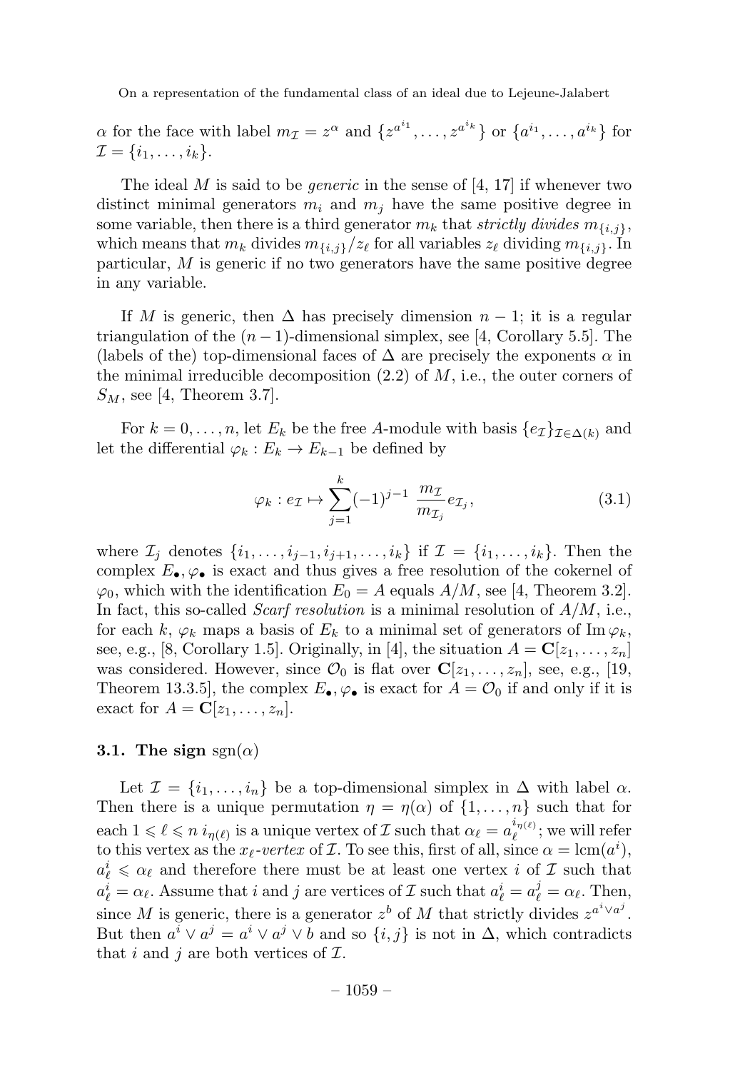$\alpha$ for the face with label $m_{\mathcal{I}} = z^{\alpha}$ and $\{z^{a^{i_1}}, \dots, z^{a^{i_k}}\}$ or $\{a^{i_1}, \dots, a^{i_k}\}$ for $\mathcal{I} = \{i_1, \dots, i_k\}$.

The ideal $M$ is said to be *generic* in the sense of [4, 17] if whenever two distinct minimal generators $m_i$ and $m_j$ have the same positive degree in some variable, then there is a third generator $m_k$ that *strictly divides* $m_{\{i,j\}}$, which means that $m_k$ divides $m_{\{i,j\}}/z_\ell$ for all variables $z_\ell$ dividing $m_{\{i,j\}}$. In particular, $M$ is generic if no two generators have the same positive degree in any variable.

If $M$ is generic, then $\Delta$ has precisely dimension $n-1$; it is a regular triangulation of the $(n-1)$-dimensional simplex, see [4, Corollary 5.5]. The (labels of the) top-dimensional faces of $\Delta$ are precisely the exponents $\alpha$ in the minimal irreducible decomposition (2.2) of $M$, i.e., the outer corners of $S_M$, see [4, Theorem 3.7].

For $k = 0, \dots, n$, let $E_k$ be the free $A$-module with basis $\{e_{\mathcal{I}}\}_{\mathcal{I} \in \Delta(k)}$ and let the differential $\varphi_k : E_k \to E_{k-1}$ be defined by

$$\varphi_k : e_{\mathcal{I}} \mapsto \sum_{j=1}^{k} (-1)^{j-1} \, \frac{m_{\mathcal{I}}}{m_{\mathcal{I}_j}} e_{\mathcal{I}_j}, \tag{3.1}$$

where $\mathcal{I}_j$ denotes $\{i_1, \dots, i_{j-1}, i_{j+1}, \dots, i_k\}$ if $\mathcal{I} = \{i_1, \dots, i_k\}$. Then the complex $E_\bullet, \varphi_\bullet$ is exact and thus gives a free resolution of the cokernel of $\varphi_0$, which with the identification $E_0 = A$ equals $A/M$, see [4, Theorem 3.2]. In fact, this so-called *Scarf resolution* is a minimal resolution of $A/M$, i.e., for each $k$, $\varphi_k$ maps a basis of $E_k$ to a minimal set of generators of $\operatorname{Im} \varphi_k$, see, e.g., [8, Corollary 1.5]. Originally, in [4], the situation $A = \mathbf{C}[z_1, \dots, z_n]$ was considered. However, since $\mathcal{O}_0$ is flat over $\mathbf{C}[z_1, \dots, z_n]$, see, e.g., [19, Theorem 13.3.5], the complex $E_\bullet, \varphi_\bullet$ is exact for $A = \mathcal{O}_0$ if and only if it is exact for $A = \mathbf{C}[z_1, \dots, z_n]$.

### 3.1. The sign $\operatorname{sgn}(\alpha)$

Let $\mathcal{I} = \{i_1, \dots, i_n\}$ be a top-dimensional simplex in $\Delta$ with label $\alpha$. Then there is a unique permutation $\eta = \eta(\alpha)$ of $\{1, \dots, n\}$ such that for each $1 \leqslant \ell \leqslant n$ $i_{\eta(\ell)}$ is a unique vertex of $\mathcal{I}$ such that $\alpha_\ell = a_\ell^{i_{\eta(\ell)}}$; we will refer to this vertex as the *$x_\ell$-vertex* of $\mathcal{I}$. To see this, first of all, since $\alpha = \operatorname{lcm}(a^i)$, $a_\ell^i \leqslant \alpha_\ell$ and therefore there must be at least one vertex $i$ of $\mathcal{I}$ such that $a_\ell^i = \alpha_\ell$. Assume that $i$ and $j$ are vertices of $\mathcal{I}$ such that $a_\ell^i = a_\ell^j = \alpha_\ell$. Then, since $M$ is generic, there is a generator $z^b$ of $M$ that strictly divides $z^{a^i \vee a^j}$. But then $a^i \vee a^j = a^i \vee a^j \vee b$ and so $\{i, j\}$ is not in $\Delta$, which contradicts that $i$ and $j$ are both vertices of $\mathcal{I}$.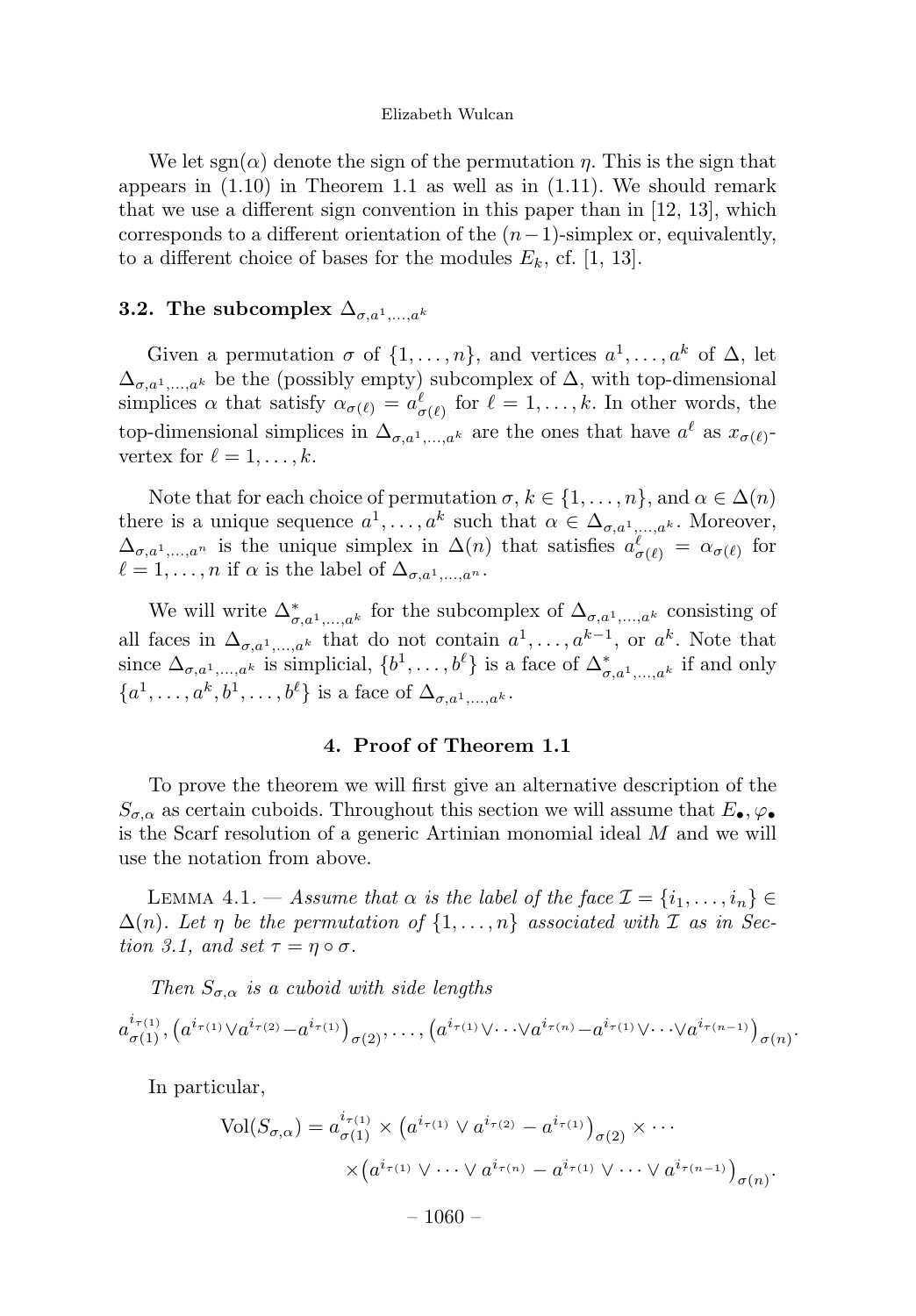We let $\operatorname{sgn}(\alpha)$ denote the sign of the permutation $\eta$. This is the sign that appears in (1.10) in Theorem 1.1 as well as in (1.11). We should remark that we use a different sign convention in this paper than in [12, 13], which corresponds to a different orientation of the $(n-1)$-simplex or, equivalently, to a different choice of bases for the modules $E_k$, cf. [1, 13].

### 3.2. The subcomplex $\Delta_{\sigma,a^1,\ldots,a^k}$

Given a permutation $\sigma$ of $\{1,\ldots,n\}$, and vertices $a^1,\ldots,a^k$ of $\Delta$, let $\Delta_{\sigma,a^1,\ldots,a^k}$ be the (possibly empty) subcomplex of $\Delta$, with top-dimensional simplices $\alpha$ that satisfy $\alpha_{\sigma(\ell)} = a^\ell_{\sigma(\ell)}$ for $\ell = 1,\ldots,k$. In other words, the top-dimensional simplices in $\Delta_{\sigma,a^1,\ldots,a^k}$ are the ones that have $a^\ell$ as $x_{\sigma(\ell)}$-vertex for $\ell = 1,\ldots,k$.

Note that for each choice of permutation $\sigma$, $k \in \{1,\ldots,n\}$, and $\alpha \in \Delta(n)$ there is a unique sequence $a^1,\ldots,a^k$ such that $\alpha \in \Delta_{\sigma,a^1,\ldots,a^k}$. Moreover, $\Delta_{\sigma,a^1,\ldots,a^n}$ is the unique simplex in $\Delta(n)$ that satisfies $a^\ell_{\sigma(\ell)} = \alpha_{\sigma(\ell)}$ for $\ell = 1,\ldots,n$ if $\alpha$ is the label of $\Delta_{\sigma,a^1,\ldots,a^n}$.

We will write $\Delta^*_{\sigma,a^1,\ldots,a^k}$ for the subcomplex of $\Delta_{\sigma,a^1,\ldots,a^k}$ consisting of all faces in $\Delta_{\sigma,a^1,\ldots,a^k}$ that do not contain $a^1,\ldots,a^{k-1}$, or $a^k$. Note that since $\Delta_{\sigma,a^1,\ldots,a^k}$ is simplicial, $\{b^1,\ldots,b^\ell\}$ is a face of $\Delta^*_{\sigma,a^1,\ldots,a^k}$ if and only $\{a^1,\ldots,a^k,b^1,\ldots,b^\ell\}$ is a face of $\Delta_{\sigma,a^1,\ldots,a^k}$.

## 4. Proof of Theorem 1.1

To prove the theorem we will first give an alternative description of the $S_{\sigma,\alpha}$ as certain cuboids. Throughout this section we will assume that $E_\bullet, \varphi_\bullet$ is the Scarf resolution of a generic Artinian monomial ideal $M$ and we will use the notation from above.

Lemma 4.1. — *Assume that $\alpha$ is the label of the face $\mathcal{I} = \{i_1,\ldots,i_n\} \in \Delta(n)$. Let $\eta$ be the permutation of $\{1,\ldots,n\}$ associated with $\mathcal{I}$ as in Section 3.1, and set $\tau = \eta \circ \sigma$.*

*Then $S_{\sigma,\alpha}$ is a cuboid with side lengths*

$$a^{i_{\tau(1)}}_{\sigma(1)}, \big(a^{i_{\tau(1)}} \vee a^{i_{\tau(2)}} - a^{i_{\tau(1)}}\big)_{\sigma(2)}, \ldots, \big(a^{i_{\tau(1)}} \vee \cdots \vee a^{i_{\tau(n)}} - a^{i_{\tau(1)}} \vee \cdots \vee a^{i_{\tau(n-1)}}\big)_{\sigma(n)}.$$

*In particular,*

$$\operatorname{Vol}(S_{\sigma,\alpha}) = a^{i_{\tau(1)}}_{\sigma(1)} \times \big(a^{i_{\tau(1)}} \vee a^{i_{\tau(2)}} - a^{i_{\tau(1)}}\big)_{\sigma(2)} \times \cdots \times \big(a^{i_{\tau(1)}} \vee \cdots \vee a^{i_{\tau(n)}} - a^{i_{\tau(1)}} \vee \cdots \vee a^{i_{\tau(n-1)}}\big)_{\sigma(n)}.$$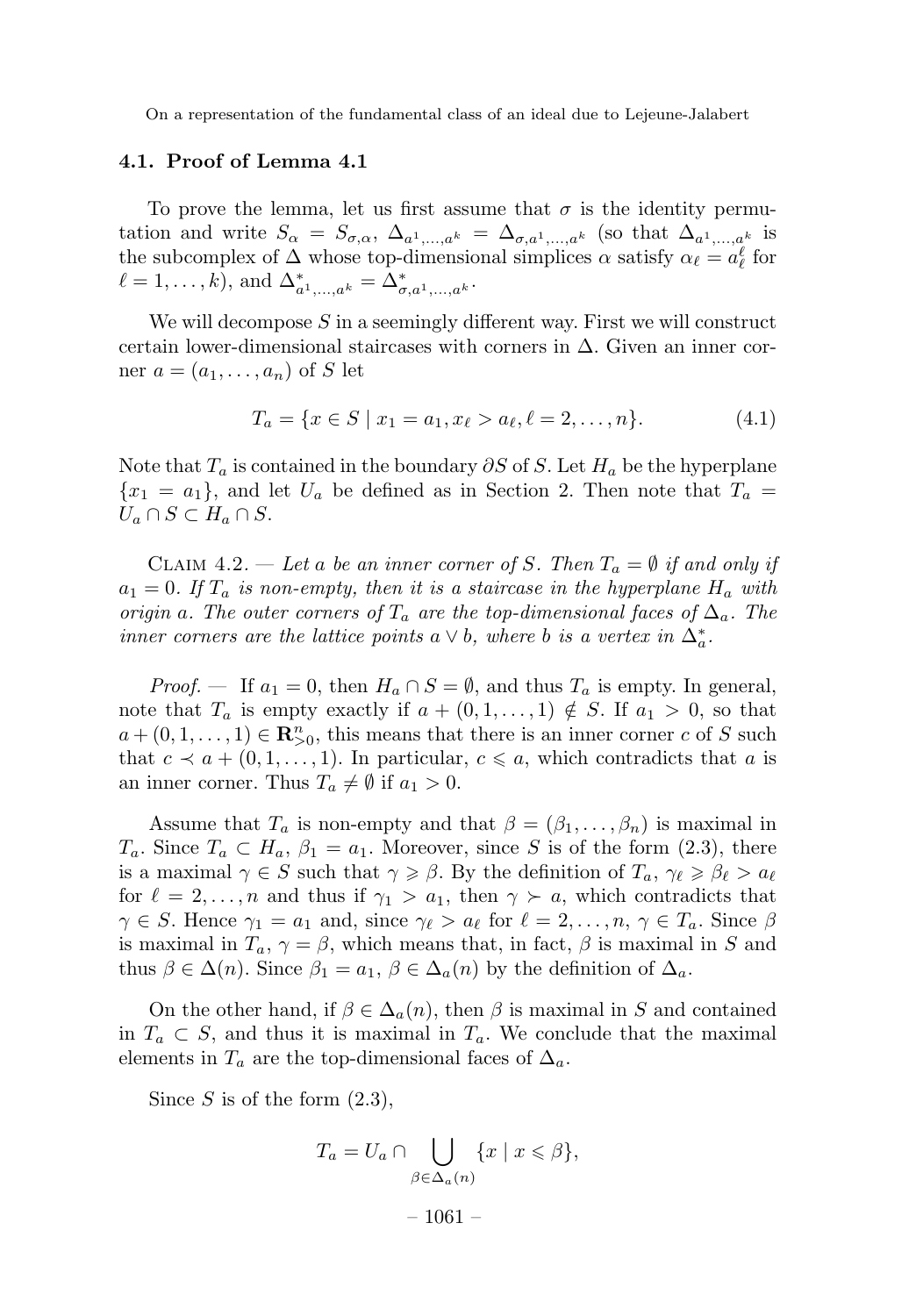### 4.1. Proof of Lemma 4.1

To prove the lemma, let us first assume that $\sigma$ is the identity permutation and write $S_\alpha = S_{\sigma,\alpha}$, $\Delta_{a^1,\dots,a^k} = \Delta_{\sigma,a^1,\dots,a^k}$ (so that $\Delta_{a^1,\dots,a^k}$ is the subcomplex of $\Delta$ whose top-dimensional simplices $\alpha$ satisfy $\alpha_\ell = a^\ell_\ell$ for $\ell = 1,\dots,k$), and $\Delta^*_{a^1,\dots,a^k} = \Delta^*_{\sigma,a^1,\dots,a^k}$.

We will decompose $S$ in a seemingly different way. First we will construct certain lower-dimensional staircases with corners in $\Delta$. Given an inner corner $a = (a_1,\dots,a_n)$ of $S$ let

$$T_a = \{x \in S \mid x_1 = a_1, x_\ell > a_\ell, \ell = 2,\dots,n\}. \tag{4.1}$$

Note that $T_a$ is contained in the boundary $\partial S$ of $S$. Let $H_a$ be the hyperplane $\{x_1 = a_1\}$, and let $U_a$ be defined as in Section 2. Then note that $T_a = U_a \cap S \subset H_a \cap S$.

Claim 4.2. — *Let $a$ be an inner corner of $S$. Then $T_a = \emptyset$ if and only if $a_1 = 0$. If $T_a$ is non-empty, then it is a staircase in the hyperplane $H_a$ with origin $a$. The outer corners of $T_a$ are the top-dimensional faces of $\Delta_a$. The inner corners are the lattice points $a \vee b$, where $b$ is a vertex in $\Delta^*_a$.*

*Proof.* — If $a_1 = 0$, then $H_a \cap S = \emptyset$, and thus $T_a$ is empty. In general, note that $T_a$ is empty exactly if $a + (0,1,\dots,1) \notin S$. If $a_1 > 0$, so that $a + (0,1,\dots,1) \in \mathbf{R}^n_{>0}$, this means that there is an inner corner $c$ of $S$ such that $c \prec a + (0,1,\dots,1)$. In particular, $c \leqslant a$, which contradicts that $a$ is an inner corner. Thus $T_a \neq \emptyset$ if $a_1 > 0$.

Assume that $T_a$ is non-empty and that $\beta = (\beta_1,\dots,\beta_n)$ is maximal in $T_a$. Since $T_a \subset H_a$, $\beta_1 = a_1$. Moreover, since $S$ is of the form (2.3), there is a maximal $\gamma \in S$ such that $\gamma \geqslant \beta$. By the definition of $T_a$, $\gamma_\ell \geqslant \beta_\ell > a_\ell$ for $\ell = 2,\dots,n$ and thus if $\gamma_1 > a_1$, then $\gamma \succ a$, which contradicts that $\gamma \in S$. Hence $\gamma_1 = a_1$ and, since $\gamma_\ell > a_\ell$ for $\ell = 2,\dots,n$, $\gamma \in T_a$. Since $\beta$ is maximal in $T_a$, $\gamma = \beta$, which means that, in fact, $\beta$ is maximal in $S$ and thus $\beta \in \Delta(n)$. Since $\beta_1 = a_1$, $\beta \in \Delta_a(n)$ by the definition of $\Delta_a$.

On the other hand, if $\beta \in \Delta_a(n)$, then $\beta$ is maximal in $S$ and contained in $T_a \subset S$, and thus it is maximal in $T_a$. We conclude that the maximal elements in $T_a$ are the top-dimensional faces of $\Delta_a$.

Since $S$ is of the form (2.3),

$$T_a = U_a \cap \bigcup_{\beta \in \Delta_a(n)} \{x \mid x \leqslant \beta\},$$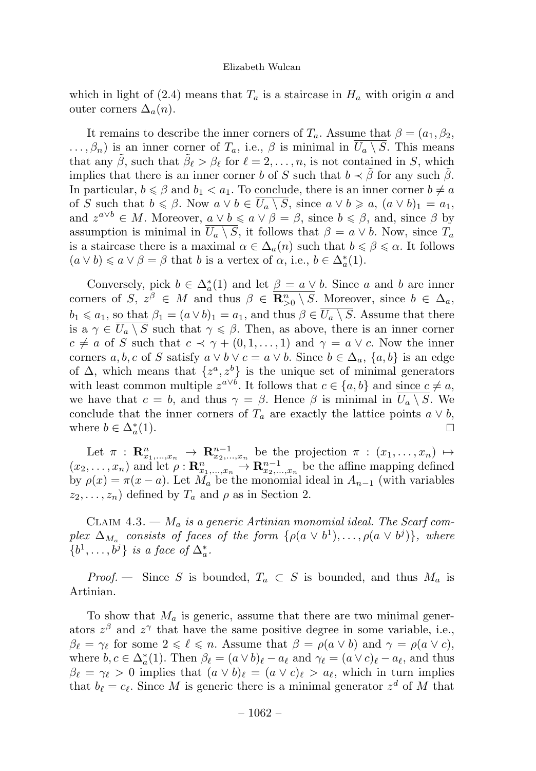which in light of (2.4) means that $T_a$ is a staircase in $H_a$ with origin $a$ and outer corners $\Delta_a(n)$.

It remains to describe the inner corners of $T_a$. Assume that $\beta = (a_1, \beta_2, \dots, \beta_n)$ is an inner corner of $T_a$, i.e., $\beta$ is minimal in $\overline{U_a \setminus S}$. This means that any $\tilde{\beta}$, such that $\tilde{\beta}_\ell > \beta_\ell$ for $\ell = 2, \dots, n$, is not contained in $S$, which implies that there is an inner corner $b$ of $S$ such that $b \prec \tilde{\beta}$ for any such $\tilde{\beta}$. In particular, $b \leqslant \beta$ and $b_1 < a_1$. To conclude, there is an inner corner $b \neq a$ of $S$ such that $b \leqslant \beta$. Now $a \vee b \in \overline{U_a \setminus S}$, since $a \vee b \geqslant a$, $(a \vee b)_1 = a_1$, and $z^{a \vee b} \in M$. Moreover, $a \vee b \leqslant a \vee \beta = \beta$, since $b \leqslant \beta$, and, since $\beta$ by assumption is minimal in $\overline{U_a \setminus S}$, it follows that $\beta = a \vee b$. Now, since $T_a$ is a staircase there is a maximal $\alpha \in \Delta_a(n)$ such that $b \leqslant \beta \leqslant \alpha$. It follows $(a \vee b) \leqslant a \vee \beta = \beta$ that $b$ is a vertex of $\alpha$, i.e., $b \in \Delta_a^*(1)$.

Conversely, pick $b \in \Delta_a^*(1)$ and let $\beta = a \vee b$. Since $a$ and $b$ are inner corners of $S$, $z^\beta \in M$ and thus $\beta \in \overline{\mathbf{R}^n_{>0} \setminus S}$. Moreover, since $b \in \Delta_a$, $b_1 \leqslant a_1$, so that $\beta_1 = (a \vee b)_1 = a_1$, and thus $\beta \in \overline{U_a \setminus S}$. Assume that there is a $\gamma \in \overline{U_a \setminus S}$ such that $\gamma \leqslant \beta$. Then, as above, there is an inner corner $c \neq a$ of $S$ such that $c \prec \gamma + (0, 1, \dots, 1)$ and $\gamma = a \vee c$. Now the inner corners $a, b, c$ of $S$ satisfy $a \vee b \vee c = a \vee b$. Since $b \in \Delta_a$, $\{a, b\}$ is an edge of $\Delta$, which means that $\{z^a, z^b\}$ is the unique set of minimal generators with least common multiple $z^{a \vee b}$. It follows that $c \in \{a, b\}$ and since $c \neq a$, we have that $c = b$, and thus $\gamma = \beta$. Hence $\beta$ is minimal in $\overline{U_a \setminus S}$. We conclude that the inner corners of $T_a$ are exactly the lattice points $a \vee b$, where $b \in \Delta_a^*(1)$. $\square$

Let $\pi : \mathbf{R}^n_{x_1, \dots, x_n} \to \mathbf{R}^{n-1}_{x_2, \dots, x_n}$ be the projection $\pi : (x_1, \dots, x_n) \mapsto (x_2, \dots, x_n)$ and let $\rho : \mathbf{R}^n_{x_1, \dots, x_n} \to \mathbf{R}^{n-1}_{x_2, \dots, x_n}$ be the affine mapping defined by $\rho(x) = \pi(x - a)$. Let $M_a$ be the monomial ideal in $A_{n-1}$ (with variables $z_2, \dots, z_n$) defined by $T_a$ and $\rho$ as in Section 2.

Claim 4.3. — *$M_a$ is a generic Artinian monomial ideal. The Scarf complex $\Delta_{M_a}$ consists of faces of the form $\{\rho(a \vee b^1), \dots, \rho(a \vee b^j)\}$, where $\{b^1, \dots, b^j\}$ is a face of $\Delta_a^*$.*

*Proof.* — Since $S$ is bounded, $T_a \subset S$ is bounded, and thus $M_a$ is Artinian.

To show that $M_a$ is generic, assume that there are two minimal generators $z^\beta$ and $z^\gamma$ that have the same positive degree in some variable, i.e., $\beta_\ell = \gamma_\ell$ for some $2 \leqslant \ell \leqslant n$. Assume that $\beta = \rho(a \vee b)$ and $\gamma = \rho(a \vee c)$, where $b, c \in \Delta_a^*(1)$. Then $\beta_\ell = (a \vee b)_\ell - a_\ell$ and $\gamma_\ell = (a \vee c)_\ell - a_\ell$, and thus $\beta_\ell = \gamma_\ell > 0$ implies that $(a \vee b)_\ell = (a \vee c)_\ell > a_\ell$, which in turn implies that $b_\ell = c_\ell$. Since $M$ is generic there is a minimal generator $z^d$ of $M$ that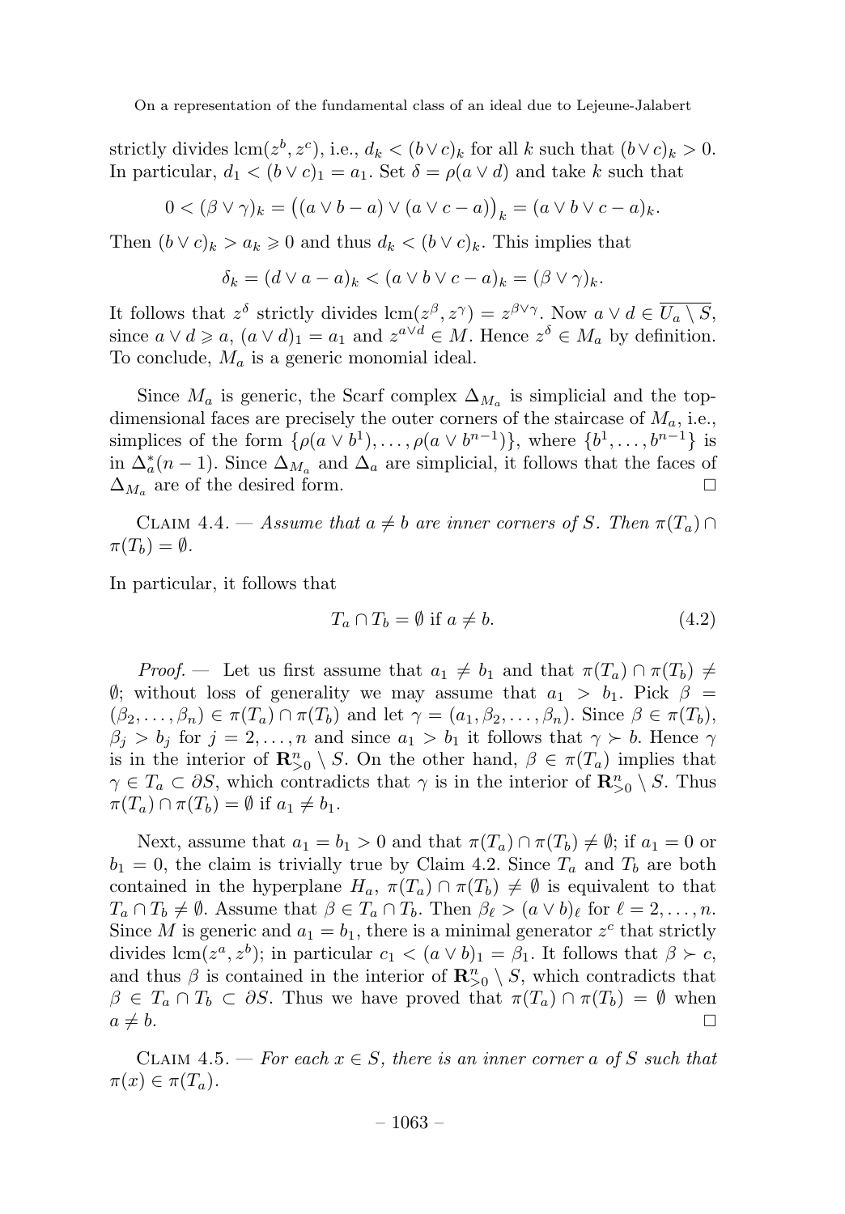strictly divides $\operatorname{lcm}(z^b, z^c)$, i.e., $d_k < (b \vee c)_k$ for all $k$ such that $(b \vee c)_k > 0$. In particular, $d_1 < (b \vee c)_1 = a_1$. Set $\delta = \rho(a \vee d)$ and take $k$ such that

$$0 < (\beta \vee \gamma)_k = \big((a \vee b - a) \vee (a \vee c - a)\big)_k = (a \vee b \vee c - a)_k.$$

Then $(b \vee c)_k > a_k \geqslant 0$ and thus $d_k < (b \vee c)_k$. This implies that

$$\delta_k = (d \vee a - a)_k < (a \vee b \vee c - a)_k = (\beta \vee \gamma)_k.$$

It follows that $z^\delta$ strictly divides $\operatorname{lcm}(z^\beta, z^\gamma) = z^{\beta \vee \gamma}$. Now $a \vee d \in \overline{U_a \setminus S}$, since $a \vee d \geqslant a$, $(a \vee d)_1 = a_1$ and $z^{a \vee d} \in M$. Hence $z^\delta \in M_a$ by definition. To conclude, $M_a$ is a generic monomial ideal.

Since $M_a$ is generic, the Scarf complex $\Delta_{M_a}$ is simplicial and the top-dimensional faces are precisely the outer corners of the staircase of $M_a$, i.e., simplices of the form $\{\rho(a \vee b^1), \ldots, \rho(a \vee b^{n-1})\}$, where $\{b^1, \ldots, b^{n-1}\}$ is in $\Delta_a^*(n-1)$. Since $\Delta_{M_a}$ and $\Delta_a$ are simplicial, it follows that the faces of $\Delta_{M_a}$ are of the desired form. $\square$

Claim 4.4. — *Assume that $a \neq b$ are inner corners of $S$. Then $\pi(T_a) \cap \pi(T_b) = \emptyset$.*

In particular, it follows that

$$T_a \cap T_b = \emptyset \text{ if } a \neq b. \tag{4.2}$$

*Proof.* — Let us first assume that $a_1 \neq b_1$ and that $\pi(T_a) \cap \pi(T_b) \neq \emptyset$; without loss of generality we may assume that $a_1 > b_1$. Pick $\beta = (\beta_2, \ldots, \beta_n) \in \pi(T_a) \cap \pi(T_b)$ and let $\gamma = (a_1, \beta_2, \ldots, \beta_n)$. Since $\beta \in \pi(T_b)$, $\beta_j > b_j$ for $j = 2, \ldots, n$ and since $a_1 > b_1$ it follows that $\gamma \succ b$. Hence $\gamma$ is in the interior of $\mathbf{R}^n_{>0} \setminus S$. On the other hand, $\beta \in \pi(T_a)$ implies that $\gamma \in T_a \subset \partial S$, which contradicts that $\gamma$ is in the interior of $\mathbf{R}^n_{>0} \setminus S$. Thus $\pi(T_a) \cap \pi(T_b) = \emptyset$ if $a_1 \neq b_1$.

Next, assume that $a_1 = b_1 > 0$ and that $\pi(T_a) \cap \pi(T_b) \neq \emptyset$; if $a_1 = 0$ or $b_1 = 0$, the claim is trivially true by Claim 4.2. Since $T_a$ and $T_b$ are both contained in the hyperplane $H_a$, $\pi(T_a) \cap \pi(T_b) \neq \emptyset$ is equivalent to that $T_a \cap T_b \neq \emptyset$. Assume that $\beta \in T_a \cap T_b$. Then $\beta_\ell > (a \vee b)_\ell$ for $\ell = 2, \ldots, n$. Since $M$ is generic and $a_1 = b_1$, there is a minimal generator $z^c$ that strictly divides $\operatorname{lcm}(z^a, z^b)$; in particular $c_1 < (a \vee b)_1 = \beta_1$. It follows that $\beta \succ c$, and thus $\beta$ is contained in the interior of $\mathbf{R}^n_{>0} \setminus S$, which contradicts that $\beta \in T_a \cap T_b \subset \partial S$. Thus we have proved that $\pi(T_a) \cap \pi(T_b) = \emptyset$ when $a \neq b$. $\square$

Claim 4.5. — *For each $x \in S$, there is an inner corner $a$ of $S$ such that $\pi(x) \in \pi(T_a)$.*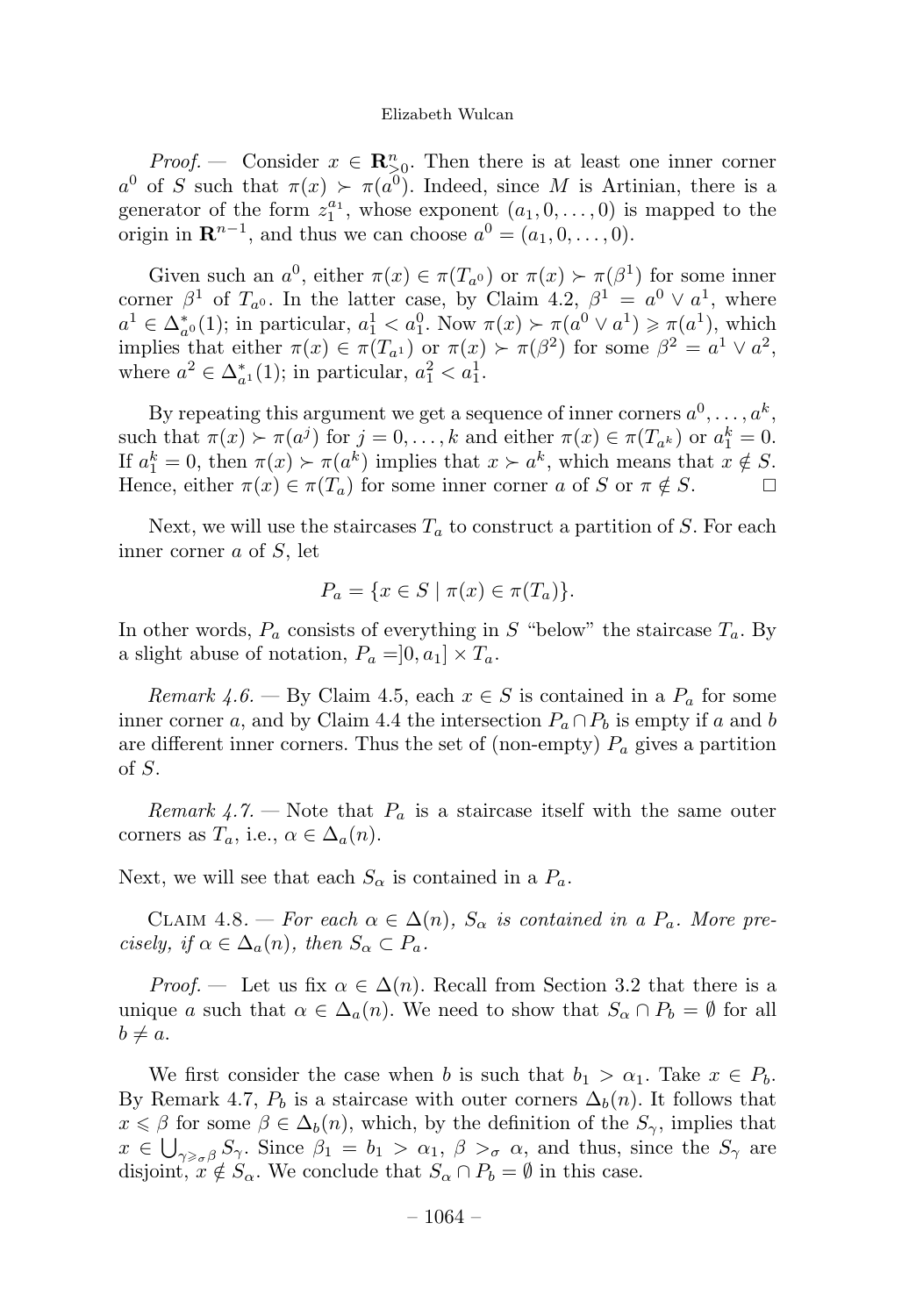*Proof.* — Consider $x \in \mathbf{R}^n_{>0}$. Then there is at least one inner corner $a^0$ of $S$ such that $\pi(x) \succ \pi(a^0)$. Indeed, since $M$ is Artinian, there is a generator of the form $z_1^{a_1}$, whose exponent $(a_1, 0, \ldots, 0)$ is mapped to the origin in $\mathbf{R}^{n-1}$, and thus we can choose $a^0 = (a_1, 0, \ldots, 0)$.

Given such an $a^0$, either $\pi(x) \in \pi(T_{a^0})$ or $\pi(x) \succ \pi(\beta^1)$ for some inner corner $\beta^1$ of $T_{a^0}$. In the latter case, by Claim 4.2, $\beta^1 = a^0 \vee a^1$, where $a^1 \in \Delta^*_{a^0}(1)$; in particular, $a^1_1 < a^0_1$. Now $\pi(x) \succ \pi(a^0 \vee a^1) \geqslant \pi(a^1)$, which implies that either $\pi(x) \in \pi(T_{a^1})$ or $\pi(x) \succ \pi(\beta^2)$ for some $\beta^2 = a^1 \vee a^2$, where $a^2 \in \Delta^*_{a^1}(1)$; in particular, $a^2_1 < a^1_1$.

By repeating this argument we get a sequence of inner corners $a^0, \ldots, a^k$, such that $\pi(x) \succ \pi(a^j)$ for $j = 0, \ldots, k$ and either $\pi(x) \in \pi(T_{a^k})$ or $a^k_1 = 0$. If $a^k_1 = 0$, then $\pi(x) \succ \pi(a^k)$ implies that $x \succ a^k$, which means that $x \notin S$. Hence, either $\pi(x) \in \pi(T_a)$ for some inner corner $a$ of $S$ or $\pi \notin S$. □

Next, we will use the staircases $T_a$ to construct a partition of $S$. For each inner corner $a$ of $S$, let

$$P_a = \{x \in S \mid \pi(x) \in \pi(T_a)\}.$$

In other words, $P_a$ consists of everything in $S$ "below" the staircase $T_a$. By a slight abuse of notation, $P_a = ]0, a_1] \times T_a$.

*Remark 4.6.* — By Claim 4.5, each $x \in S$ is contained in a $P_a$ for some inner corner $a$, and by Claim 4.4 the intersection $P_a \cap P_b$ is empty if $a$ and $b$ are different inner corners. Thus the set of (non-empty) $P_a$ gives a partition of $S$.

*Remark 4.7.* — Note that $P_a$ is a staircase itself with the same outer corners as $T_a$, i.e., $\alpha \in \Delta_a(n)$.

Next, we will see that each $S_\alpha$ is contained in a $P_a$.

Claim 4.8. — *For each $\alpha \in \Delta(n)$, $S_\alpha$ is contained in a $P_a$. More precisely, if $\alpha \in \Delta_a(n)$, then $S_\alpha \subset P_a$.*

*Proof.* — Let us fix $\alpha \in \Delta(n)$. Recall from Section 3.2 that there is a unique $a$ such that $\alpha \in \Delta_a(n)$. We need to show that $S_\alpha \cap P_b = \emptyset$ for all $b \neq a$.

We first consider the case when $b$ is such that $b_1 > \alpha_1$. Take $x \in P_b$. By Remark 4.7, $P_b$ is a staircase with outer corners $\Delta_b(n)$. It follows that $x \leqslant \beta$ for some $\beta \in \Delta_b(n)$, which, by the definition of the $S_\gamma$, implies that $x \in \bigcup_{\gamma \geqslant_\sigma \beta} S_\gamma$. Since $\beta_1 = b_1 > \alpha_1$, $\beta >_\sigma \alpha$, and thus, since the $S_\gamma$ are disjoint, $x \notin S_\alpha$. We conclude that $S_\alpha \cap P_b = \emptyset$ in this case.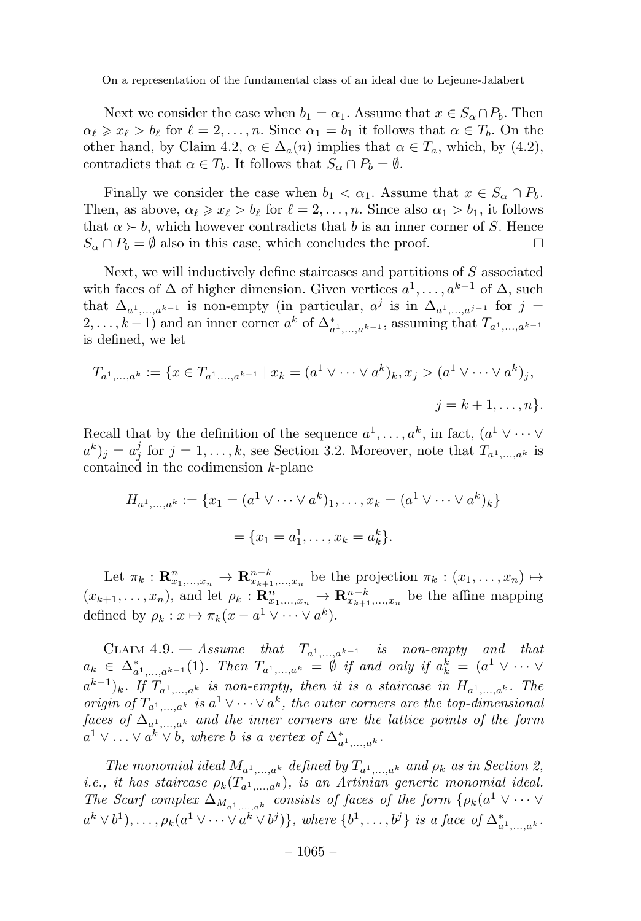Next we consider the case when $b_1 = \alpha_1$. Assume that $x \in S_\alpha \cap P_b$. Then $\alpha_\ell \geqslant x_\ell > b_\ell$ for $\ell = 2, \dots, n$. Since $\alpha_1 = b_1$ it follows that $\alpha \in T_b$. On the other hand, by Claim 4.2, $\alpha \in \Delta_a(n)$ implies that $\alpha \in T_a$, which, by (4.2), contradicts that $\alpha \in T_b$. It follows that $S_\alpha \cap P_b = \emptyset$.

Finally we consider the case when $b_1 < \alpha_1$. Assume that $x \in S_\alpha \cap P_b$. Then, as above, $\alpha_\ell \geqslant x_\ell > b_\ell$ for $\ell = 2, \dots, n$. Since also $\alpha_1 > b_1$, it follows that $\alpha \succ b$, which however contradicts that $b$ is an inner corner of $S$. Hence $S_\alpha \cap P_b = \emptyset$ also in this case, which concludes the proof. □

Next, we will inductively define staircases and partitions of $S$ associated with faces of $\Delta$ of higher dimension. Given vertices $a^1, \dots, a^{k-1}$ of $\Delta$, such that $\Delta_{a^1,\dots,a^{k-1}}$ is non-empty (in particular, $a^j$ is in $\Delta_{a^1,\dots,a^{j-1}}$ for $j = 2, \dots, k-1$) and an inner corner $a^k$ of $\Delta^*_{a^1,\dots,a^{k-1}}$, assuming that $T_{a^1,\dots,a^{k-1}}$ is defined, we let

$$T_{a^1,\dots,a^k} := \{x \in T_{a^1,\dots,a^{k-1}} \mid x_k = (a^1 \vee \dots \vee a^k)_k, x_j > (a^1 \vee \dots \vee a^k)_j,$$
$$j = k+1, \dots, n\}.$$

Recall that by the definition of the sequence $a^1, \dots, a^k$, in fact, $(a^1 \vee \dots \vee a^k)_j = a^j_j$ for $j = 1, \dots, k$, see Section 3.2. Moreover, note that $T_{a^1,\dots,a^k}$ is contained in the codimension $k$-plane

$$H_{a^1,\dots,a^k} := \{x_1 = (a^1 \vee \dots \vee a^k)_1, \dots, x_k = (a^1 \vee \dots \vee a^k)_k\}$$
$$= \{x_1 = a^1_1, \dots, x_k = a^k_k\}.$$

Let $\pi_k : \mathbf{R}^n_{x_1,\dots,x_n} \to \mathbf{R}^{n-k}_{x_{k+1},\dots,x_n}$ be the projection $\pi_k : (x_1, \dots, x_n) \mapsto (x_{k+1}, \dots, x_n)$, and let $\rho_k : \mathbf{R}^n_{x_1,\dots,x_n} \to \mathbf{R}^{n-k}_{x_{k+1},\dots,x_n}$ be the affine mapping defined by $\rho_k : x \mapsto \pi_k(x - a^1 \vee \dots \vee a^k)$.

Claim 4.9. — *Assume that $T_{a^1,\dots,a^{k-1}}$ is non-empty and that $a_k \in \Delta^*_{a^1,\dots,a^{k-1}}(1)$. Then $T_{a^1,\dots,a^k} = \emptyset$ if and only if $a^k_k = (a^1 \vee \dots \vee a^{k-1})_k$. If $T_{a^1,\dots,a^k}$ is non-empty, then it is a staircase in $H_{a^1,\dots,a^k}$. The origin of $T_{a^1,\dots,a^k}$ is $a^1 \vee \dots \vee a^k$, the outer corners are the top-dimensional faces of $\Delta_{a^1,\dots,a^k}$ and the inner corners are the lattice points of the form $a^1 \vee \ldots \vee a^k \vee b$, where $b$ is a vertex of $\Delta^*_{a^1,\dots,a^k}$.*

*The monomial ideal $M_{a^1,\dots,a^k}$ defined by $T_{a^1,\dots,a^k}$ and $\rho_k$ as in Section 2, i.e., it has staircase $\rho_k(T_{a^1,\dots,a^k})$, is an Artinian generic monomial ideal. The Scarf complex $\Delta_{M_{a^1,\dots,a^k}}$ consists of faces of the form $\{\rho_k(a^1 \vee \dots \vee a^k \vee b^1), \dots, \rho_k(a^1 \vee \dots \vee a^k \vee b^j)\}$, where $\{b^1, \dots, b^j\}$ is a face of $\Delta^*_{a^1,\dots,a^k}$.*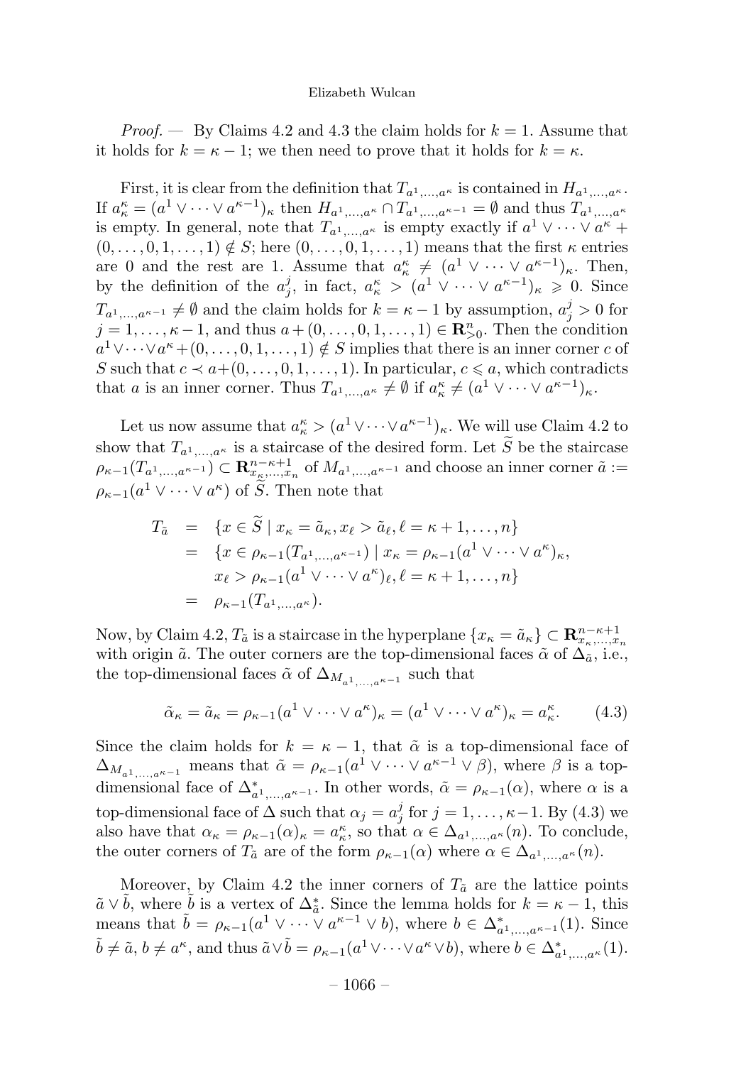*Proof.* — By Claims 4.2 and 4.3 the claim holds for $k = 1$. Assume that it holds for $k = \kappa - 1$; we then need to prove that it holds for $k = \kappa$.

First, it is clear from the definition that $T_{a^1,\ldots,a^\kappa}$ is contained in $H_{a^1,\ldots,a^\kappa}$. If $a^\kappa_\kappa = (a^1 \vee \cdots \vee a^{\kappa-1})_\kappa$ then $H_{a^1,\ldots,a^\kappa} \cap T_{a^1,\ldots,a^{\kappa-1}} = \emptyset$ and thus $T_{a^1,\ldots,a^\kappa}$ is empty. In general, note that $T_{a^1,\ldots,a^\kappa}$ is empty exactly if $a^1 \vee \cdots \vee a^\kappa + (0,\ldots,0,1,\ldots,1) \notin S$; here $(0,\ldots,0,1,\ldots,1)$ means that the first $\kappa$ entries are 0 and the rest are 1. Assume that $a^\kappa_\kappa \neq (a^1 \vee \cdots \vee a^{\kappa-1})_\kappa$. Then, by the definition of the $a^j_j$, in fact, $a^\kappa_\kappa > (a^1 \vee \cdots \vee a^{\kappa-1})_\kappa \geqslant 0$. Since $T_{a^1,\ldots,a^{\kappa-1}} \neq \emptyset$ and the claim holds for $k = \kappa - 1$ by assumption, $a^j_j > 0$ for $j = 1,\ldots,\kappa-1$, and thus $a + (0,\ldots,0,1,\ldots,1) \in \mathbf{R}^n_{>0}$. Then the condition $a^1 \vee \cdots \vee a^\kappa + (0,\ldots,0,1,\ldots,1) \notin S$ implies that there is an inner corner $c$ of $S$ such that $c \prec a + (0,\ldots,0,1,\ldots,1)$. In particular, $c \leqslant a$, which contradicts that $a$ is an inner corner. Thus $T_{a^1,\ldots,a^\kappa} \neq \emptyset$ if $a^\kappa_\kappa \neq (a^1 \vee \cdots \vee a^{\kappa-1})_\kappa$.

Let us now assume that $a^\kappa_\kappa > (a^1 \vee \cdots \vee a^{\kappa-1})_\kappa$. We will use Claim 4.2 to show that $T_{a^1,\ldots,a^\kappa}$ is a staircase of the desired form. Let $\widetilde{S}$ be the staircase $\rho_{\kappa-1}(T_{a^1,\ldots,a^{\kappa-1}}) \subset \mathbf{R}^{n-\kappa+1}_{x_\kappa,\ldots,x_n}$ of $M_{a^1,\ldots,a^{\kappa-1}}$ and choose an inner corner $\tilde{a} := \rho_{\kappa-1}(a^1 \vee \cdots \vee a^\kappa)$ of $\widetilde{S}$. Then note that

$$
\begin{aligned}
T_{\tilde{a}} &= \{x \in \widetilde{S} \mid x_\kappa = \tilde{a}_\kappa, x_\ell > \tilde{a}_\ell, \ell = \kappa+1,\ldots,n\} \\
&= \{x \in \rho_{\kappa-1}(T_{a^1,\ldots,a^{\kappa-1}}) \mid x_\kappa = \rho_{\kappa-1}(a^1 \vee \cdots \vee a^\kappa)_\kappa, \\
&\qquad x_\ell > \rho_{\kappa-1}(a^1 \vee \cdots \vee a^\kappa)_\ell, \ell = \kappa+1,\ldots,n\} \\
&= \rho_{\kappa-1}(T_{a^1,\ldots,a^\kappa}).
\end{aligned}
$$

Now, by Claim 4.2, $T_{\tilde{a}}$ is a staircase in the hyperplane $\{x_\kappa = \tilde{a}_\kappa\} \subset \mathbf{R}^{n-\kappa+1}_{x_\kappa,\ldots,x_n}$ with origin $\tilde{a}$. The outer corners are the top-dimensional faces $\tilde{\alpha}$ of $\Delta_{\tilde{a}}$, i.e., the top-dimensional faces $\tilde{\alpha}$ of $\Delta_{M_{a^1,\ldots,a^{\kappa-1}}}$ such that

$$
\tilde{\alpha}_\kappa = \tilde{a}_\kappa = \rho_{\kappa-1}(a^1 \vee \cdots \vee a^\kappa)_\kappa = (a^1 \vee \cdots \vee a^\kappa)_\kappa = a^\kappa_\kappa. \tag{4.3}
$$

Since the claim holds for $k = \kappa - 1$, that $\tilde{\alpha}$ is a top-dimensional face of $\Delta_{M_{a^1,\ldots,a^{\kappa-1}}}$ means that $\tilde{\alpha} = \rho_{\kappa-1}(a^1 \vee \cdots \vee a^{\kappa-1} \vee \beta)$, where $\beta$ is a top-dimensional face of $\Delta^*_{a^1,\ldots,a^{\kappa-1}}$. In other words, $\tilde{\alpha} = \rho_{\kappa-1}(\alpha)$, where $\alpha$ is a top-dimensional face of $\Delta$ such that $\alpha_j = a^j_j$ for $j = 1,\ldots,\kappa-1$. By (4.3) we also have that $\alpha_\kappa = \rho_{\kappa-1}(\alpha)_\kappa = a^\kappa_\kappa$, so that $\alpha \in \Delta_{a^1,\ldots,a^\kappa}(n)$. To conclude, the outer corners of $T_{\tilde{a}}$ are of the form $\rho_{\kappa-1}(\alpha)$ where $\alpha \in \Delta_{a^1,\ldots,a^\kappa}(n)$.

Moreover, by Claim 4.2 the inner corners of $T_{\tilde{a}}$ are the lattice points $\tilde{a} \vee \tilde{b}$, where $\tilde{b}$ is a vertex of $\Delta^*_{\tilde{a}}$. Since the lemma holds for $k = \kappa - 1$, this means that $\tilde{b} = \rho_{\kappa-1}(a^1 \vee \cdots \vee a^{\kappa-1} \vee b)$, where $b \in \Delta^*_{a^1,\ldots,a^{\kappa-1}}(1)$. Since $\tilde{b} \neq \tilde{a}$, $b \neq a^\kappa$, and thus $\tilde{a} \vee \tilde{b} = \rho_{\kappa-1}(a^1 \vee \cdots \vee a^\kappa \vee b)$, where $b \in \Delta^*_{a^1,\ldots,a^\kappa}(1)$.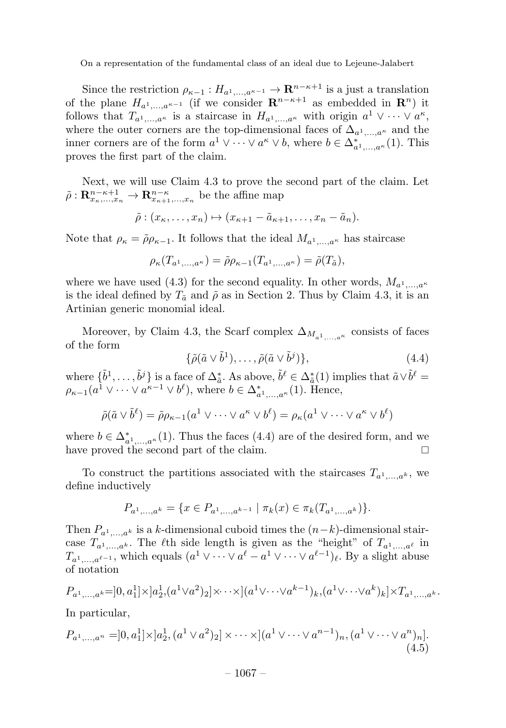Since the restriction $\rho_{\kappa-1} : H_{a^1,\dots,a^{\kappa-1}} \to \mathbf{R}^{n-\kappa+1}$ is a just a translation of the plane $H_{a^1,\dots,a^{\kappa-1}}$ (if we consider $\mathbf{R}^{n-\kappa+1}$ as embedded in $\mathbf{R}^n$) it follows that $T_{a^1,\dots,a^\kappa}$ is a staircase in $H_{a^1,\dots,a^\kappa}$ with origin $a^1 \vee \dots \vee a^\kappa$, where the outer corners are the top-dimensional faces of $\Delta_{a^1,\dots,a^\kappa}$ and the inner corners are of the form $a^1 \vee \dots \vee a^\kappa \vee b$, where $b \in \Delta^*_{a^1,\dots,a^\kappa}(1)$. This proves the first part of the claim.

Next, we will use Claim 4.3 to prove the second part of the claim. Let $\tilde{\rho} : \mathbf{R}^{n-\kappa+1}_{x_\kappa,\dots,x_n} \to \mathbf{R}^{n-\kappa}_{x_{\kappa+1},\dots,x_n}$ be the affine map

$$\tilde{\rho} : (x_\kappa, \dots, x_n) \mapsto (x_{\kappa+1} - \tilde{a}_{\kappa+1}, \dots, x_n - \tilde{a}_n).$$

Note that $\rho_\kappa = \tilde{\rho}\rho_{\kappa-1}$. It follows that the ideal $M_{a^1,\dots,a^\kappa}$ has staircase

$$\rho_\kappa(T_{a^1,\dots,a^\kappa}) = \tilde{\rho}\rho_{\kappa-1}(T_{a^1,\dots,a^\kappa}) = \tilde{\rho}(T_{\tilde{a}}),$$

where we have used (4.3) for the second equality. In other words, $M_{a^1,\dots,a^\kappa}$ is the ideal defined by $T_{\tilde{a}}$ and $\tilde{\rho}$ as in Section 2. Thus by Claim 4.3, it is an Artinian generic monomial ideal.

Moreover, by Claim 4.3, the Scarf complex $\Delta_{M_{a^1,\dots,a^\kappa}}$ consists of faces of the form

$$\{\tilde{\rho}(\tilde{a} \vee \tilde{b}^1), \dots, \tilde{\rho}(\tilde{a} \vee \tilde{b}^j)\}, \tag{4.4}$$

where $\{\tilde{b}^1, \dots, \tilde{b}^j\}$ is a face of $\Delta^*_{\tilde{a}}$. As above, $\tilde{b}^\ell \in \Delta^*_{\tilde{a}}(1)$ implies that $\tilde{a} \vee \tilde{b}^\ell = \rho_{\kappa-1}(a^1 \vee \dots \vee a^{\kappa-1} \vee b^\ell)$, where $b \in \Delta^*_{a^1,\dots,a^\kappa}(1)$. Hence,

$$\tilde{\rho}(\tilde{a} \vee \tilde{b}^\ell) = \tilde{\rho}\rho_{\kappa-1}(a^1 \vee \dots \vee a^\kappa \vee b^\ell) = \rho_\kappa(a^1 \vee \dots \vee a^\kappa \vee b^\ell)$$

where $b \in \Delta^*_{a^1,\dots,a^\kappa}(1)$. Thus the faces (4.4) are of the desired form, and we have proved the second part of the claim. $\square$

To construct the partitions associated with the staircases $T_{a^1,\dots,a^k}$, we define inductively

$$P_{a^1,\dots,a^k} = \{x \in P_{a^1,\dots,a^{k-1}} \mid \pi_k(x) \in \pi_k(T_{a^1,\dots,a^k})\}.$$

Then $P_{a^1,\dots,a^k}$ is a $k$-dimensional cuboid times the $(n-k)$-dimensional staircase $T_{a^1,\dots,a^k}$. The $\ell$th side length is given as the "height" of $T_{a^1,\dots,a^\ell}$ in $T_{a^1,\dots,a^{\ell-1}}$, which equals $(a^1 \vee \dots \vee a^\ell - a^1 \vee \dots \vee a^{\ell-1})_\ell$. By a slight abuse of notation

$$P_{a^1,\dots,a^k} = ]0, a^1_1] \times ]a^1_2, (a^1 \vee a^2)_2] \times \dots \times ](a^1 \vee \dots \vee a^{k-1})_k, (a^1 \vee \dots \vee a^k)_k] \times T_{a^1,\dots,a^k}.$$

In particular,

$$P_{a^1,\dots,a^n} = ]0, a^1_1] \times ]a^1_2, (a^1 \vee a^2)_2] \times \dots \times ](a^1 \vee \dots \vee a^{n-1})_n, (a^1 \vee \dots \vee a^n)_n]. \tag{4.5}$$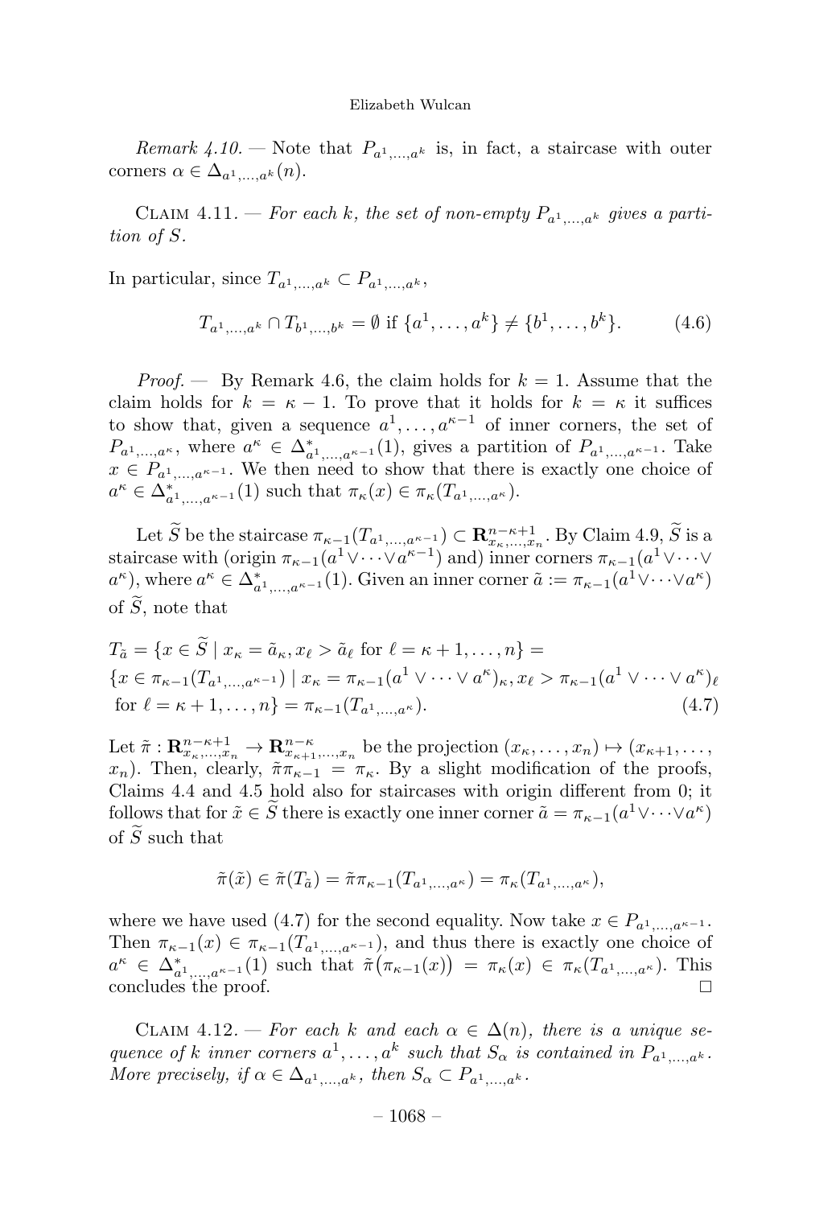*Remark 4.10.* — Note that $P_{a^1,\dots,a^k}$ is, in fact, a staircase with outer corners $\alpha \in \Delta_{a^1,\dots,a^k}(n)$.

Claim 4.11. — *For each $k$, the set of non-empty $P_{a^1,\dots,a^k}$ gives a partition of $S$.*

In particular, since $T_{a^1,\dots,a^k} \subset P_{a^1,\dots,a^k}$,

$$T_{a^1,\dots,a^k} \cap T_{b^1,\dots,b^k} = \emptyset \text{ if } \{a^1,\dots,a^k\} \neq \{b^1,\dots,b^k\}. \tag{4.6}$$

*Proof.* — By Remark 4.6, the claim holds for $k=1$. Assume that the claim holds for $k=\kappa-1$. To prove that it holds for $k=\kappa$ it suffices to show that, given a sequence $a^1,\dots,a^{\kappa-1}$ of inner corners, the set of $P_{a^1,\dots,a^\kappa}$, where $a^\kappa \in \Delta^*_{a^1,\dots,a^{\kappa-1}}(1)$, gives a partition of $P_{a^1,\dots,a^{\kappa-1}}$. Take $x \in P_{a^1,\dots,a^{\kappa-1}}$. We then need to show that there is exactly one choice of $a^\kappa \in \Delta^*_{a^1,\dots,a^{\kappa-1}}(1)$ such that $\pi_\kappa(x) \in \pi_\kappa(T_{a^1,\dots,a^\kappa})$.

Let $\widetilde{S}$ be the staircase $\pi_{\kappa-1}(T_{a^1,\dots,a^{\kappa-1}}) \subset \mathbf{R}^{n-\kappa+1}_{x_\kappa,\dots,x_n}$. By Claim 4.9, $\widetilde{S}$ is a staircase with (origin $\pi_{\kappa-1}(a^1\vee\cdots\vee a^{\kappa-1})$ and) inner corners $\pi_{\kappa-1}(a^1\vee\cdots\vee a^\kappa)$, where $a^\kappa \in \Delta^*_{a^1,\dots,a^{\kappa-1}}(1)$. Given an inner corner $\tilde{a} := \pi_{\kappa-1}(a^1\vee\cdots\vee a^\kappa)$ of $\widetilde{S}$, note that

$$\begin{aligned}
&T_{\tilde{a}} = \{x \in \widetilde{S} \mid x_\kappa = \tilde{a}_\kappa, x_\ell > \tilde{a}_\ell \text{ for } \ell = \kappa+1,\dots,n\} = \\
&\{x \in \pi_{\kappa-1}(T_{a^1,\dots,a^{\kappa-1}}) \mid x_\kappa = \pi_{\kappa-1}(a^1\vee\cdots\vee a^\kappa)_\kappa, x_\ell > \pi_{\kappa-1}(a^1\vee\cdots\vee a^\kappa)_\ell \\
&\text{for } \ell = \kappa+1,\dots,n\} = \pi_{\kappa-1}(T_{a^1,\dots,a^\kappa}).
\end{aligned} \tag{4.7}$$

Let $\tilde{\pi} : \mathbf{R}^{n-\kappa+1}_{x_\kappa,\dots,x_n} \to \mathbf{R}^{n-\kappa}_{x_{\kappa+1},\dots,x_n}$ be the projection $(x_\kappa,\dots,x_n) \mapsto (x_{\kappa+1},\dots,x_n)$. Then, clearly, $\tilde{\pi}\pi_{\kappa-1} = \pi_\kappa$. By a slight modification of the proofs, Claims 4.4 and 4.5 hold also for staircases with origin different from 0; it follows that for $\tilde{x} \in \widetilde{S}$ there is exactly one inner corner $\tilde{a} = \pi_{\kappa-1}(a^1\vee\cdots\vee a^\kappa)$ of $\widetilde{S}$ such that

$$\tilde{\pi}(\tilde{x}) \in \tilde{\pi}(T_{\tilde{a}}) = \tilde{\pi}\pi_{\kappa-1}(T_{a^1,\dots,a^\kappa}) = \pi_\kappa(T_{a^1,\dots,a^\kappa}),$$

where we have used (4.7) for the second equality. Now take $x \in P_{a^1,\dots,a^{\kappa-1}}$. Then $\pi_{\kappa-1}(x) \in \pi_{\kappa-1}(T_{a^1,\dots,a^{\kappa-1}})$, and thus there is exactly one choice of $a^\kappa \in \Delta^*_{a^1,\dots,a^{\kappa-1}}(1)$ such that $\tilde{\pi}\big(\pi_{\kappa-1}(x)\big) = \pi_\kappa(x) \in \pi_\kappa(T_{a^1,\dots,a^\kappa})$. This concludes the proof. $\square$

Claim 4.12. — *For each $k$ and each $\alpha \in \Delta(n)$, there is a unique sequence of $k$ inner corners $a^1,\dots,a^k$ such that $S_\alpha$ is contained in $P_{a^1,\dots,a^k}$. More precisely, if $\alpha \in \Delta_{a^1,\dots,a^k}$, then $S_\alpha \subset P_{a^1,\dots,a^k}$.*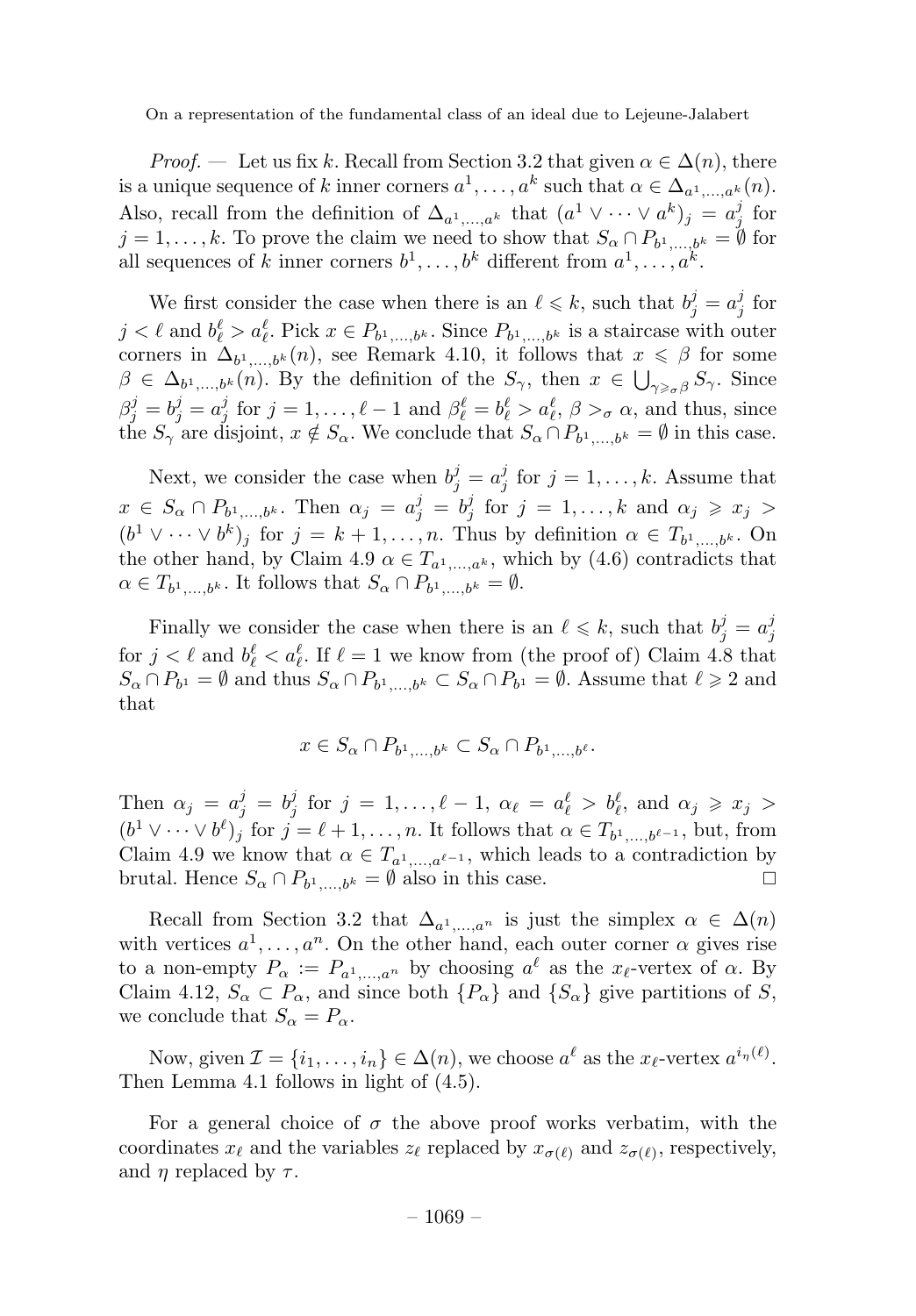*Proof.* — Let us fix $k$. Recall from Section 3.2 that given $\alpha \in \Delta(n)$, there is a unique sequence of $k$ inner corners $a^1, \dots, a^k$ such that $\alpha \in \Delta_{a^1,\dots,a^k}(n)$. Also, recall from the definition of $\Delta_{a^1,\dots,a^k}$ that $(a^1 \vee \cdots \vee a^k)_j = a^j_j$ for $j = 1, \dots, k$. To prove the claim we need to show that $S_\alpha \cap P_{b^1,\dots,b^k} = \emptyset$ for all sequences of $k$ inner corners $b^1, \dots, b^k$ different from $a^1, \dots, a^k$.

We first consider the case when there is an $\ell \leqslant k$, such that $b^j_j = a^j_j$ for $j < \ell$ and $b^\ell_\ell > a^\ell_\ell$. Pick $x \in P_{b^1,\dots,b^k}$. Since $P_{b^1,\dots,b^k}$ is a staircase with outer corners in $\Delta_{b^1,\dots,b^k}(n)$, see Remark 4.10, it follows that $x \leqslant \beta$ for some $\beta \in \Delta_{b^1,\dots,b^k}(n)$. By the definition of the $S_\gamma$, then $x \in \bigcup_{\gamma \geqslant_\sigma \beta} S_\gamma$. Since $\beta^j_j = b^j_j = a^j_j$ for $j = 1, \dots, \ell - 1$ and $\beta^\ell_\ell = b^\ell_\ell > a^\ell_\ell$, $\beta >_\sigma \alpha$, and thus, since the $S_\gamma$ are disjoint, $x \notin S_\alpha$. We conclude that $S_\alpha \cap P_{b^1,\dots,b^k} = \emptyset$ in this case.

Next, we consider the case when $b^j_j = a^j_j$ for $j = 1, \dots, k$. Assume that $x \in S_\alpha \cap P_{b^1,\dots,b^k}$. Then $\alpha_j = a^j_j = b^j_j$ for $j = 1, \dots, k$ and $\alpha_j \geqslant x_j > (b^1 \vee \cdots \vee b^k)_j$ for $j = k+1, \dots, n$. Thus by definition $\alpha \in T_{b^1,\dots,b^k}$. On the other hand, by Claim 4.9 $\alpha \in T_{a^1,\dots,a^k}$, which by (4.6) contradicts that $\alpha \in T_{b^1,\dots,b^k}$. It follows that $S_\alpha \cap P_{b^1,\dots,b^k} = \emptyset$.

Finally we consider the case when there is an $\ell \leqslant k$, such that $b^j_j = a^j_j$ for $j < \ell$ and $b^\ell_\ell < a^\ell_\ell$. If $\ell = 1$ we know from (the proof of) Claim 4.8 that $S_\alpha \cap P_{b^1} = \emptyset$ and thus $S_\alpha \cap P_{b^1,\dots,b^k} \subset S_\alpha \cap P_{b^1} = \emptyset$. Assume that $\ell \geqslant 2$ and that

$$x \in S_\alpha \cap P_{b^1,\dots,b^k} \subset S_\alpha \cap P_{b^1,\dots,b^\ell}.$$

Then $\alpha_j = a^j_j = b^j_j$ for $j = 1, \dots, \ell - 1$, $\alpha_\ell = a^\ell_\ell > b^\ell_\ell$, and $\alpha_j \geqslant x_j > (b^1 \vee \cdots \vee b^\ell)_j$ for $j = \ell + 1, \dots, n$. It follows that $\alpha \in T_{b^1,\dots,b^{\ell-1}}$, but, from Claim 4.9 we know that $\alpha \in T_{a^1,\dots,a^{\ell-1}}$, which leads to a contradiction by brutal. Hence $S_\alpha \cap P_{b^1,\dots,b^k} = \emptyset$ also in this case. □

Recall from Section 3.2 that $\Delta_{a^1,\dots,a^n}$ is just the simplex $\alpha \in \Delta(n)$ with vertices $a^1, \dots, a^n$. On the other hand, each outer corner $\alpha$ gives rise to a non-empty $P_\alpha := P_{a^1,\dots,a^n}$ by choosing $a^\ell$ as the $x_\ell$-vertex of $\alpha$. By Claim 4.12, $S_\alpha \subset P_\alpha$, and since both $\{P_\alpha\}$ and $\{S_\alpha\}$ give partitions of $S$, we conclude that $S_\alpha = P_\alpha$.

Now, given $\mathcal{I} = \{i_1, \dots, i_n\} \in \Delta(n)$, we choose $a^\ell$ as the $x_\ell$-vertex $a^{i_{\eta(\ell)}}$. Then Lemma 4.1 follows in light of (4.5).

For a general choice of $\sigma$ the above proof works verbatim, with the coordinates $x_\ell$ and the variables $z_\ell$ replaced by $x_{\sigma(\ell)}$ and $z_{\sigma(\ell)}$, respectively, and $\eta$ replaced by $\tau$.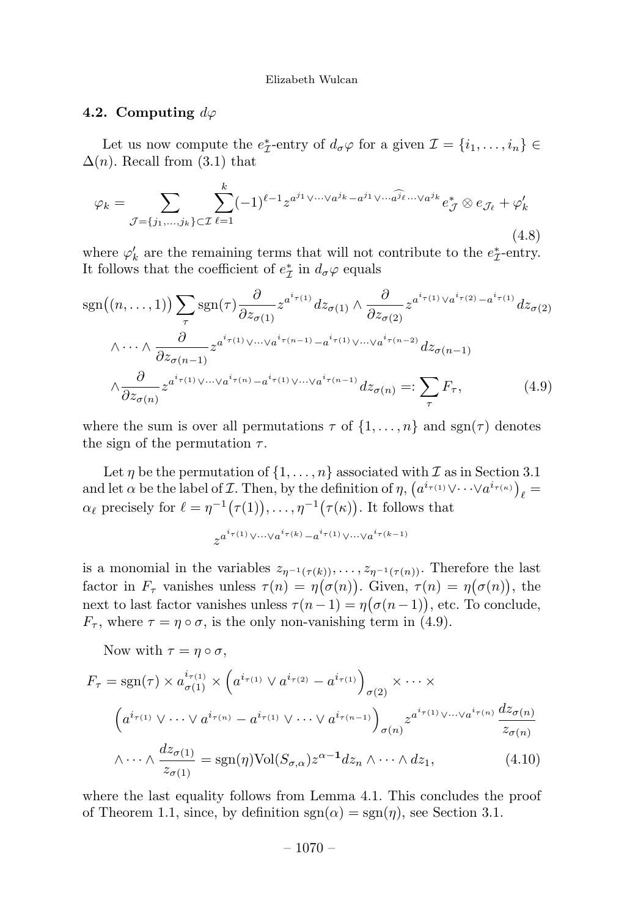### 4.2. Computing $d\varphi$

Let us now compute the $e^*_{\mathcal{I}}$-entry of $d_\sigma\varphi$ for a given $\mathcal{I} = \{i_1, \ldots, i_n\} \in \Delta(n)$. Recall from (3.1) that

$$\varphi_k = \sum_{\mathcal{J}=\{j_1,\ldots,j_k\}\subset\mathcal{I}} \sum_{\ell=1}^{k} (-1)^{\ell-1} z^{a^{j_1}\vee\cdots\vee a^{j_k} - a^{j_1}\vee\cdots\widehat{a^{j_\ell}}\cdots\vee a^{j_k}} e^*_{\mathcal{J}} \otimes e_{\mathcal{J}_\ell} + \varphi'_k \tag{4.8}$$

where $\varphi'_k$ are the remaining terms that will not contribute to the $e^*_{\mathcal{I}}$-entry. It follows that the coefficient of $e^*_{\mathcal{I}}$ in $d_\sigma\varphi$ equals

$$\begin{aligned}
&\operatorname{sgn}\big((n,\ldots,1)\big) \sum_\tau \operatorname{sgn}(\tau) \frac{\partial}{\partial z_{\sigma(1)}} z^{a^{i_{\tau(1)}}} dz_{\sigma(1)} \wedge \frac{\partial}{\partial z_{\sigma(2)}} z^{a^{i_{\tau(1)}}\vee a^{i_{\tau(2)}} - a^{i_{\tau(1)}}} dz_{\sigma(2)} \\
&\quad \wedge \cdots \wedge \frac{\partial}{\partial z_{\sigma(n-1)}} z^{a^{i_{\tau(1)}}\vee\cdots\vee a^{i_{\tau(n-1)}} - a^{i_{\tau(1)}}\vee\cdots\vee a^{i_{\tau(n-2)}}} dz_{\sigma(n-1)} \\
&\quad \wedge \frac{\partial}{\partial z_{\sigma(n)}} z^{a^{i_{\tau(1)}}\vee\cdots\vee a^{i_{\tau(n)}} - a^{i_{\tau(1)}}\vee\cdots\vee a^{i_{\tau(n-1)}}} dz_{\sigma(n)} =: \sum_\tau F_\tau,
\end{aligned} \tag{4.9}$$

where the sum is over all permutations $\tau$ of $\{1, \ldots, n\}$ and $\operatorname{sgn}(\tau)$ denotes the sign of the permutation $\tau$.

Let $\eta$ be the permutation of $\{1, \ldots, n\}$ associated with $\mathcal{I}$ as in Section 3.1 and let $\alpha$ be the label of $\mathcal{I}$. Then, by the definition of $\eta$, $\big(a^{i_{\tau(1)}}\vee\cdots\vee a^{i_{\tau(\kappa)}}\big)_\ell = \alpha_\ell$ precisely for $\ell = \eta^{-1}\big(\tau(1)\big), \ldots, \eta^{-1}\big(\tau(\kappa)\big)$. It follows that

$$z^{a^{i_{\tau(1)}}\vee\cdots\vee a^{i_{\tau(k)}} - a^{i_{\tau(1)}}\vee\cdots\vee a^{i_{\tau(k-1)}}}$$

is a monomial in the variables $z_{\eta^{-1}(\tau(k))}, \ldots, z_{\eta^{-1}(\tau(n))}$. Therefore the last factor in $F_\tau$ vanishes unless $\tau(n) = \eta\big(\sigma(n)\big)$. Given, $\tau(n) = \eta\big(\sigma(n)\big)$, the next to last factor vanishes unless $\tau(n-1) = \eta\big(\sigma(n-1)\big)$, etc. To conclude, $F_\tau$, where $\tau = \eta \circ \sigma$, is the only non-vanishing term in (4.9).

Now with $\tau = \eta \circ \sigma$,

$$\begin{aligned}
F_\tau &= \operatorname{sgn}(\tau) \times a^{i_{\tau(1)}}_{\sigma(1)} \times \Big(a^{i_{\tau(1)}} \vee a^{i_{\tau(2)}} - a^{i_{\tau(1)}}\Big)_{\sigma(2)} \times \cdots \times \\
&\quad \Big(a^{i_{\tau(1)}} \vee \cdots \vee a^{i_{\tau(n)}} - a^{i_{\tau(1)}} \vee \cdots \vee a^{i_{\tau(n-1)}}\Big)_{\sigma(n)} z^{a^{i_{\tau(1)}}\vee\cdots\vee a^{i_{\tau(n)}}} \frac{dz_{\sigma(n)}}{z_{\sigma(n)}} \\
&\quad \wedge \cdots \wedge \frac{dz_{\sigma(1)}}{z_{\sigma(1)}} = \operatorname{sgn}(\eta) \operatorname{Vol}(S_{\sigma,\alpha}) z^{\alpha-\mathbf{1}} dz_n \wedge \cdots \wedge dz_1,
\end{aligned} \tag{4.10}$$

where the last equality follows from Lemma 4.1. This concludes the proof of Theorem 1.1, since, by definition $\operatorname{sgn}(\alpha) = \operatorname{sgn}(\eta)$, see Section 3.1.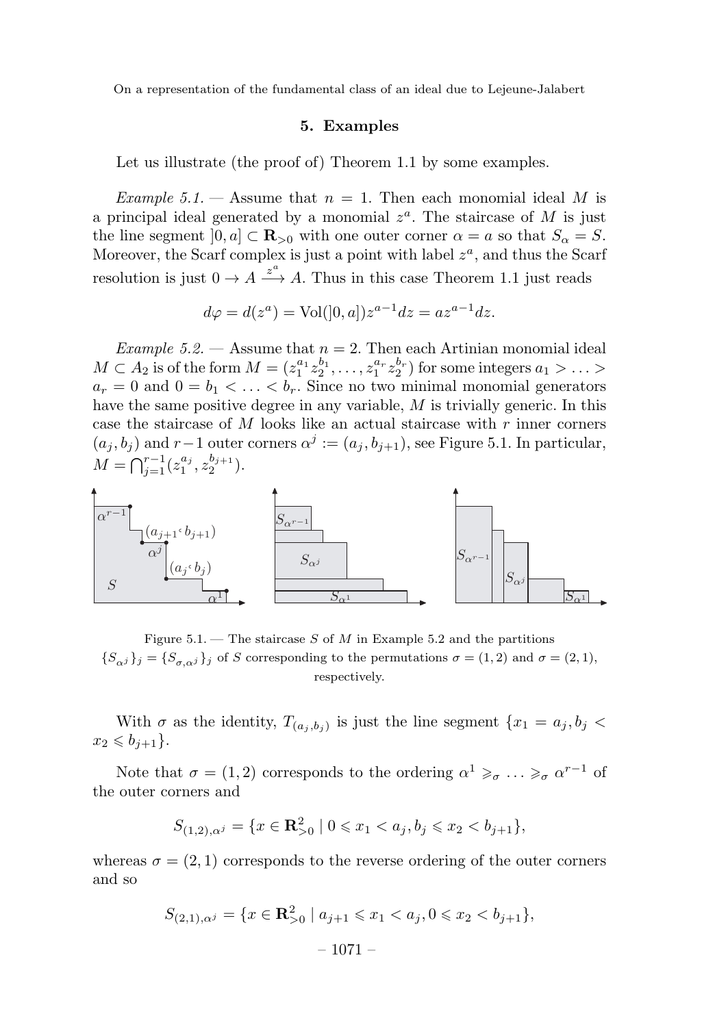## 5. Examples

Let us illustrate (the proof of) Theorem 1.1 by some examples.

*Example 5.1.* — Assume that $n = 1$. Then each monomial ideal $M$ is a principal ideal generated by a monomial $z^a$. The staircase of $M$ is just the line segment $]0, a] \subset \mathbf{R}_{>0}$ with one outer corner $\alpha = a$ so that $S_\alpha = S$. Moreover, the Scarf complex is just a point with label $z^a$, and thus the Scarf resolution is just $0 \to A \xrightarrow{z^a} A$. Thus in this case Theorem 1.1 just reads

$$d\varphi = d(z^a) = \mathrm{Vol}(]0,a])z^{a-1}dz = az^{a-1}dz.$$

*Example 5.2.* — Assume that $n = 2$. Then each Artinian monomial ideal $M \subset A_2$ is of the form $M = (z_1^{a_1} z_2^{b_1}, \ldots, z_1^{a_r} z_2^{b_r})$ for some integers $a_1 > \ldots > a_r = 0$ and $0 = b_1 < \ldots < b_r$. Since no two minimal monomial generators have the same positive degree in any variable, $M$ is trivially generic. In this case the staircase of $M$ looks like an actual staircase with $r$ inner corners $(a_j, b_j)$ and $r-1$ outer corners $\alpha^j := (a_j, b_{j+1})$, see Figure 5.1. In particular, $M = \bigcap_{j=1}^{r-1}(z_1^{a_j}, z_2^{b_{j+1}})$.

Figure 5.1. — The staircase $S$ of $M$ in Example 5.2 and the partitions $\{S_{\alpha^j}\}_j = \{S_{\sigma,\alpha^j}\}_j$ of $S$ corresponding to the permutations $\sigma = (1,2)$ and $\sigma = (2,1)$, respectively.

With $\sigma$ as the identity, $T_{(a_j,b_j)}$ is just the line segment $\{x_1 = a_j, b_j < x_2 \leqslant b_{j+1}\}$.

Note that $\sigma = (1,2)$ corresponds to the ordering $\alpha^1 \geqslant_\sigma \ldots \geqslant_\sigma \alpha^{r-1}$ of the outer corners and

$$S_{(1,2),\alpha^j} = \{x \in \mathbf{R}^2_{>0} \mid 0 \leqslant x_1 < a_j, b_j \leqslant x_2 < b_{j+1}\},$$

whereas $\sigma = (2,1)$ corresponds to the reverse ordering of the outer corners and so

$$S_{(2,1),\alpha^j} = \{x \in \mathbf{R}^2_{>0} \mid a_{j+1} \leqslant x_1 < a_j, 0 \leqslant x_2 < b_{j+1}\},$$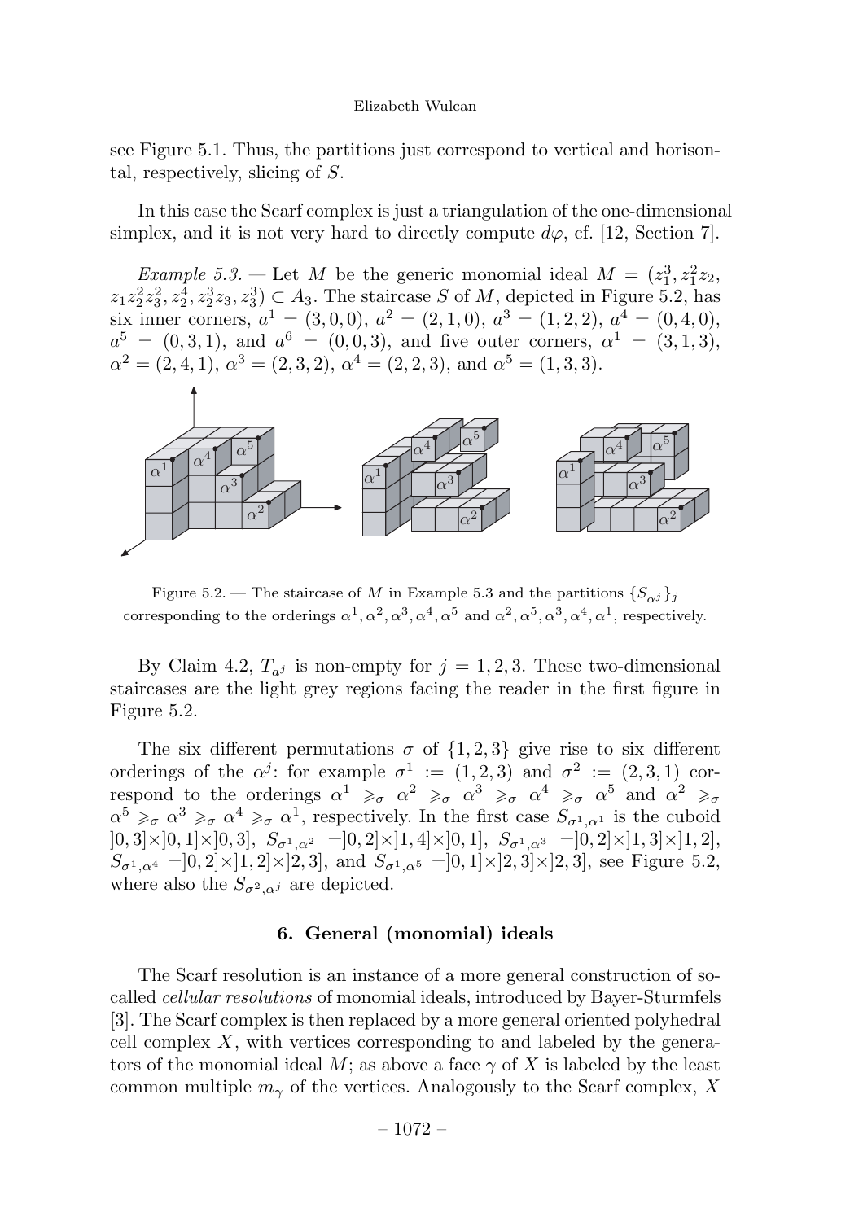see Figure 5.1. Thus, the partitions just correspond to vertical and horisontal, respectively, slicing of $S$.

In this case the Scarf complex is just a triangulation of the one-dimensional simplex, and it is not very hard to directly compute $d\varphi$, cf. [12, Section 7].

*Example 5.3.* — Let $M$ be the generic monomial ideal $M = (z_1^3, z_1^2 z_2, z_1 z_2^2 z_3^2, z_2^4, z_2^3 z_3, z_3^3) \subset A_3$. The staircase $S$ of $M$, depicted in Figure 5.2, has six inner corners, $a^1 = (3,0,0)$, $a^2 = (2,1,0)$, $a^3 = (1,2,2)$, $a^4 = (0,4,0)$, $a^5 = (0,3,1)$, and $a^6 = (0,0,3)$, and five outer corners, $\alpha^1 = (3,1,3)$, $\alpha^2 = (2,4,1)$, $\alpha^3 = (2,3,2)$, $\alpha^4 = (2,2,3)$, and $\alpha^5 = (1,3,3)$.

Figure 5.2. — The staircase of $M$ in Example 5.3 and the partitions $\{S_{\alpha^j}\}_j$ corresponding to the orderings $\alpha^1, \alpha^2, \alpha^3, \alpha^4, \alpha^5$ and $\alpha^2, \alpha^5, \alpha^3, \alpha^4, \alpha^1$, respectively.

By Claim 4.2, $T_{a^j}$ is non-empty for $j = 1,2,3$. These two-dimensional staircases are the light grey regions facing the reader in the first figure in Figure 5.2.

The six different permutations $\sigma$ of $\{1,2,3\}$ give rise to six different orderings of the $\alpha^j$: for example $\sigma^1 := (1,2,3)$ and $\sigma^2 := (2,3,1)$ correspond to the orderings $\alpha^1 \geqslant_\sigma \alpha^2 \geqslant_\sigma \alpha^3 \geqslant_\sigma \alpha^4 \geqslant_\sigma \alpha^5$ and $\alpha^2 \geqslant_\sigma \alpha^5 \geqslant_\sigma \alpha^3 \geqslant_\sigma \alpha^4 \geqslant_\sigma \alpha^1$, respectively. In the first case $S_{\sigma^1,\alpha^1}$ is the cuboid $]0,3]\times]0,1]\times]0,3]$, $S_{\sigma^1,\alpha^2} = ]0,2]\times]1,4]\times]0,1]$, $S_{\sigma^1,\alpha^3} = ]0,2]\times]1,3]\times]1,2]$, $S_{\sigma^1,\alpha^4} = ]0,2]\times]1,2]\times]2,3]$, and $S_{\sigma^1,\alpha^5} = ]0,1]\times]2,3]\times]2,3]$, see Figure 5.2, where also the $S_{\sigma^2,\alpha^j}$ are depicted.

## 6. General (monomial) ideals

The Scarf resolution is an instance of a more general construction of so-called *cellular resolutions* of monomial ideals, introduced by Bayer-Sturmfels [3]. The Scarf complex is then replaced by a more general oriented polyhedral cell complex $X$, with vertices corresponding to and labeled by the generators of the monomial ideal $M$; as above a face $\gamma$ of $X$ is labeled by the least common multiple $m_\gamma$ of the vertices. Analogously to the Scarf complex, $X$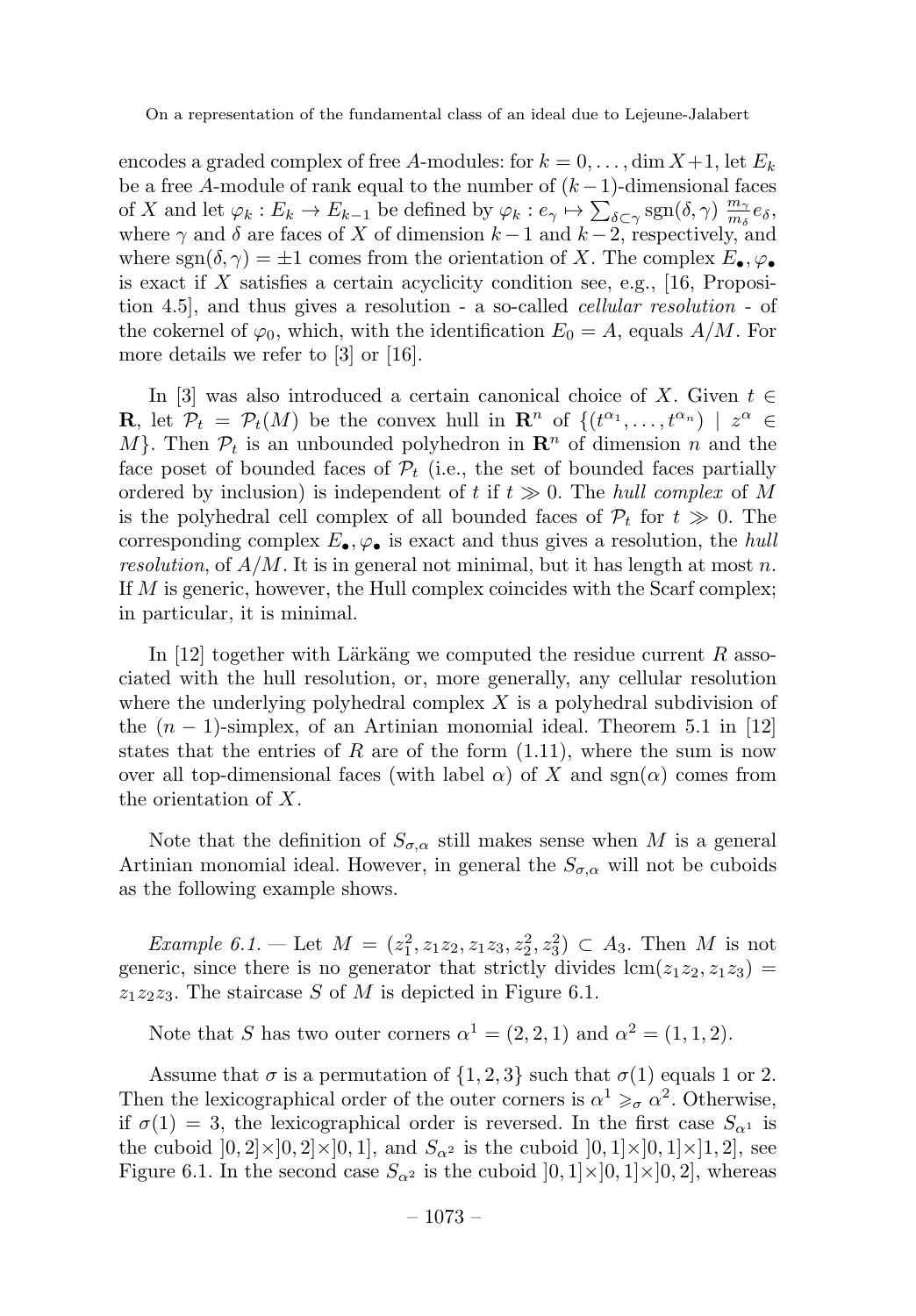encodes a graded complex of free $A$-modules: for $k = 0, \ldots, \dim X + 1$, let $E_k$ be a free $A$-module of rank equal to the number of $(k-1)$-dimensional faces of $X$ and let $\varphi_k : E_k \to E_{k-1}$ be defined by $\varphi_k : e_\gamma \mapsto \sum_{\delta \subset \gamma} \operatorname{sgn}(\delta, \gamma) \, \frac{m_\gamma}{m_\delta} e_\delta$, where $\gamma$ and $\delta$ are faces of $X$ of dimension $k-1$ and $k-2$, respectively, and where $\operatorname{sgn}(\delta, \gamma) = \pm 1$ comes from the orientation of $X$. The complex $E_\bullet, \varphi_\bullet$ is exact if $X$ satisfies a certain acyclicity condition see, e.g., [16, Proposition 4.5], and thus gives a resolution - a so-called *cellular resolution* - of the cokernel of $\varphi_0$, which, with the identification $E_0 = A$, equals $A/M$. For more details we refer to [3] or [16].

In [3] was also introduced a certain canonical choice of $X$. Given $t \in \mathbf{R}$, let $\mathcal{P}_t = \mathcal{P}_t(M)$ be the convex hull in $\mathbf{R}^n$ of $\{(t^{\alpha_1}, \ldots, t^{\alpha_n}) \mid z^\alpha \in M\}$. Then $\mathcal{P}_t$ is an unbounded polyhedron in $\mathbf{R}^n$ of dimension $n$ and the face poset of bounded faces of $\mathcal{P}_t$ (i.e., the set of bounded faces partially ordered by inclusion) is independent of $t$ if $t \gg 0$. The *hull complex* of $M$ is the polyhedral cell complex of all bounded faces of $\mathcal{P}_t$ for $t \gg 0$. The corresponding complex $E_\bullet, \varphi_\bullet$ is exact and thus gives a resolution, the *hull resolution*, of $A/M$. It is in general not minimal, but it has length at most $n$. If $M$ is generic, however, the Hull complex coincides with the Scarf complex; in particular, it is minimal.

In [12] together with Lärkäng we computed the residue current $R$ associated with the hull resolution, or, more generally, any cellular resolution where the underlying polyhedral complex $X$ is a polyhedral subdivision of the $(n-1)$-simplex, of an Artinian monomial ideal. Theorem 5.1 in [12] states that the entries of $R$ are of the form (1.11), where the sum is now over all top-dimensional faces (with label $\alpha$) of $X$ and $\operatorname{sgn}(\alpha)$ comes from the orientation of $X$.

Note that the definition of $S_{\sigma,\alpha}$ still makes sense when $M$ is a general Artinian monomial ideal. However, in general the $S_{\sigma,\alpha}$ will not be cuboids as the following example shows.

*Example 6.1.* — Let $M = (z_1^2, z_1 z_2, z_1 z_3, z_2^2, z_3^2) \subset A_3$. Then $M$ is not generic, since there is no generator that strictly divides $\operatorname{lcm}(z_1 z_2, z_1 z_3) = z_1 z_2 z_3$. The staircase $S$ of $M$ is depicted in Figure 6.1.

Note that $S$ has two outer corners $\alpha^1 = (2, 2, 1)$ and $\alpha^2 = (1, 1, 2)$.

Assume that $\sigma$ is a permutation of $\{1, 2, 3\}$ such that $\sigma(1)$ equals 1 or 2. Then the lexicographical order of the outer corners is $\alpha^1 \geqslant_\sigma \alpha^2$. Otherwise, if $\sigma(1) = 3$, the lexicographical order is reversed. In the first case $S_{\alpha^1}$ is the cuboid $]0, 2] \times ]0, 2] \times ]0, 1]$, and $S_{\alpha^2}$ is the cuboid $]0, 1] \times ]0, 1] \times ]1, 2]$, see Figure 6.1. In the second case $S_{\alpha^2}$ is the cuboid $]0, 1] \times ]0, 1] \times ]0, 2]$, whereas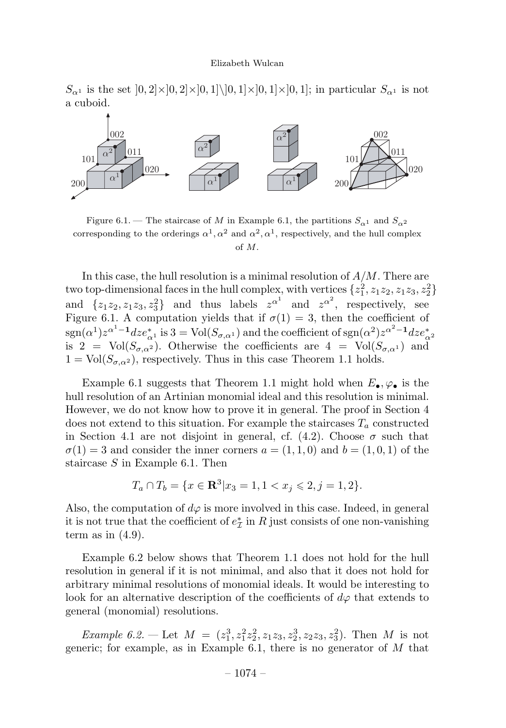$S_{\alpha^1}$ is the set $]0,2]\times]0,2]\times]0,1]\setminus]0,1]\times]0,1]\times]0,1]$; in particular $S_{\alpha^1}$ is not a cuboid.

Figure 6.1. — The staircase of $M$ in Example 6.1, the partitions $S_{\alpha^1}$ and $S_{\alpha^2}$ corresponding to the orderings $\alpha^1, \alpha^2$ and $\alpha^2, \alpha^1$, respectively, and the hull complex of $M$.

In this case, the hull resolution is a minimal resolution of $A/M$. There are two top-dimensional faces in the hull complex, with vertices $\{z_1^2, z_1z_2, z_1z_3, z_2^2\}$ and $\{z_1z_2, z_1z_3, z_3^2\}$ and thus labels $z^{\alpha^1}$ and $z^{\alpha^2}$, respectively, see Figure 6.1. A computation yields that if $\sigma(1) = 3$, then the coefficient of $\operatorname{sgn}(\alpha^1)z^{\alpha^1-\mathbf{1}}dze^*_{\alpha^1}$ is $3 = \operatorname{Vol}(S_{\sigma,\alpha^1})$ and the coefficient of $\operatorname{sgn}(\alpha^2)z^{\alpha^2-\mathbf{1}}dze^*_{\alpha^2}$ is $2 = \operatorname{Vol}(S_{\sigma,\alpha^2})$. Otherwise the coefficients are $4 = \operatorname{Vol}(S_{\sigma,\alpha^1})$ and $1 = \operatorname{Vol}(S_{\sigma,\alpha^2})$, respectively. Thus in this case Theorem 1.1 holds.

Example 6.1 suggests that Theorem 1.1 might hold when $E_\bullet, \varphi_\bullet$ is the hull resolution of an Artinian monomial ideal and this resolution is minimal. However, we do not know how to prove it in general. The proof in Section 4 does not extend to this situation. For example the staircases $T_a$ constructed in Section 4.1 are not disjoint in general, cf. (4.2). Choose $\sigma$ such that $\sigma(1) = 3$ and consider the inner corners $a = (1,1,0)$ and $b = (1,0,1)$ of the staircase $S$ in Example 6.1. Then

$$T_a \cap T_b = \{x \in \mathbf{R}^3 | x_3 = 1, 1 < x_j \leqslant 2, j = 1,2\}.$$

Also, the computation of $d\varphi$ is more involved in this case. Indeed, in general it is not true that the coefficient of $e^*_{\mathcal{I}}$ in $R$ just consists of one non-vanishing term as in (4.9).

Example 6.2 below shows that Theorem 1.1 does not hold for the hull resolution in general if it is not minimal, and also that it does not hold for arbitrary minimal resolutions of monomial ideals. It would be interesting to look for an alternative description of the coefficients of $d\varphi$ that extends to general (monomial) resolutions.

*Example 6.2.* — Let $M = (z_1^3, z_1^2z_2^2, z_1z_3, z_2^3, z_2z_3, z_3^2)$. Then $M$ is not generic; for example, as in Example 6.1, there is no generator of $M$ that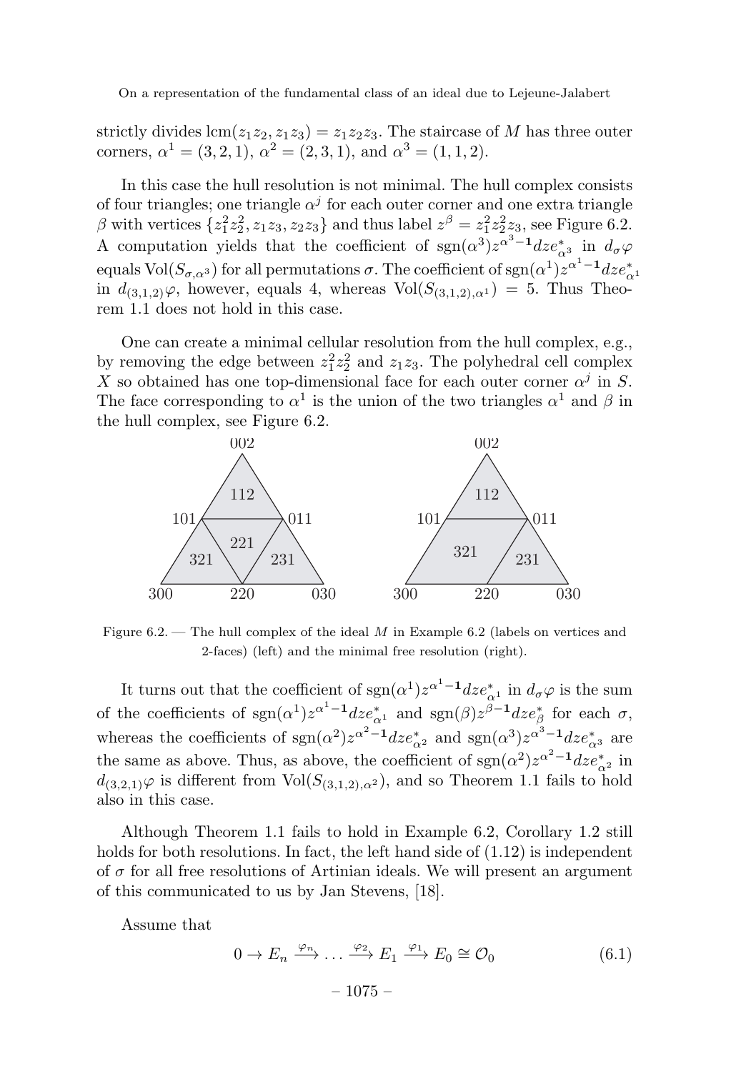strictly divides $\mathrm{lcm}(z_1z_2, z_1z_3) = z_1z_2z_3$. The staircase of $M$ has three outer corners, $\alpha^1 = (3,2,1)$, $\alpha^2 = (2,3,1)$, and $\alpha^3 = (1,1,2)$.

In this case the hull resolution is not minimal. The hull complex consists of four triangles; one triangle $\alpha^j$ for each outer corner and one extra triangle $\beta$ with vertices $\{z_1^2z_2^2, z_1z_3, z_2z_3\}$ and thus label $z^\beta = z_1^2z_2^2z_3$, see Figure 6.2. A computation yields that the coefficient of $\mathrm{sgn}(\alpha^3)z^{\alpha^3-\mathbf{1}}dze^*_{\alpha^3}$ in $d_\sigma\varphi$ equals $\mathrm{Vol}(S_{\sigma,\alpha^3})$ for all permutations $\sigma$. The coefficient of $\mathrm{sgn}(\alpha^1)z^{\alpha^1-\mathbf{1}}dze^*_{\alpha^1}$ in $d_{(3,1,2)}\varphi$, however, equals 4, whereas $\mathrm{Vol}(S_{(3,1,2),\alpha^1}) = 5$. Thus Theorem 1.1 does not hold in this case.

One can create a minimal cellular resolution from the hull complex, e.g., by removing the edge between $z_1^2z_2^2$ and $z_1z_3$. The polyhedral cell complex $X$ so obtained has one top-dimensional face for each outer corner $\alpha^j$ in $S$. The face corresponding to $\alpha^1$ is the union of the two triangles $\alpha^1$ and $\beta$ in the hull complex, see Figure 6.2.

Figure 6.2. — The hull complex of the ideal $M$ in Example 6.2 (labels on vertices and 2-faces) (left) and the minimal free resolution (right).

It turns out that the coefficient of $\mathrm{sgn}(\alpha^1)z^{\alpha^1-\mathbf{1}}dze^*_{\alpha^1}$ in $d_\sigma\varphi$ is the sum of the coefficients of $\mathrm{sgn}(\alpha^1)z^{\alpha^1-\mathbf{1}}dze^*_{\alpha^1}$ and $\mathrm{sgn}(\beta)z^{\beta-\mathbf{1}}dze^*_\beta$ for each $\sigma$, whereas the coefficients of $\mathrm{sgn}(\alpha^2)z^{\alpha^2-\mathbf{1}}dze^*_{\alpha^2}$ and $\mathrm{sgn}(\alpha^3)z^{\alpha^3-\mathbf{1}}dze^*_{\alpha^3}$ are the same as above. Thus, as above, the coefficient of $\mathrm{sgn}(\alpha^2)z^{\alpha^2-\mathbf{1}}dze^*_{\alpha^2}$ in $d_{(3,2,1)}\varphi$ is different from $\mathrm{Vol}(S_{(3,1,2),\alpha^2})$, and so Theorem 1.1 fails to hold also in this case.

Although Theorem 1.1 fails to hold in Example 6.2, Corollary 1.2 still holds for both resolutions. In fact, the left hand side of (1.12) is independent of $\sigma$ for all free resolutions of Artinian ideals. We will present an argument of this communicated to us by Jan Stevens, [18].

Assume that

$$0 \to E_n \xrightarrow{\varphi_n} \dots \xrightarrow{\varphi_2} E_1 \xrightarrow{\varphi_1} E_0 \cong \mathcal{O}_0 \tag{6.1}$$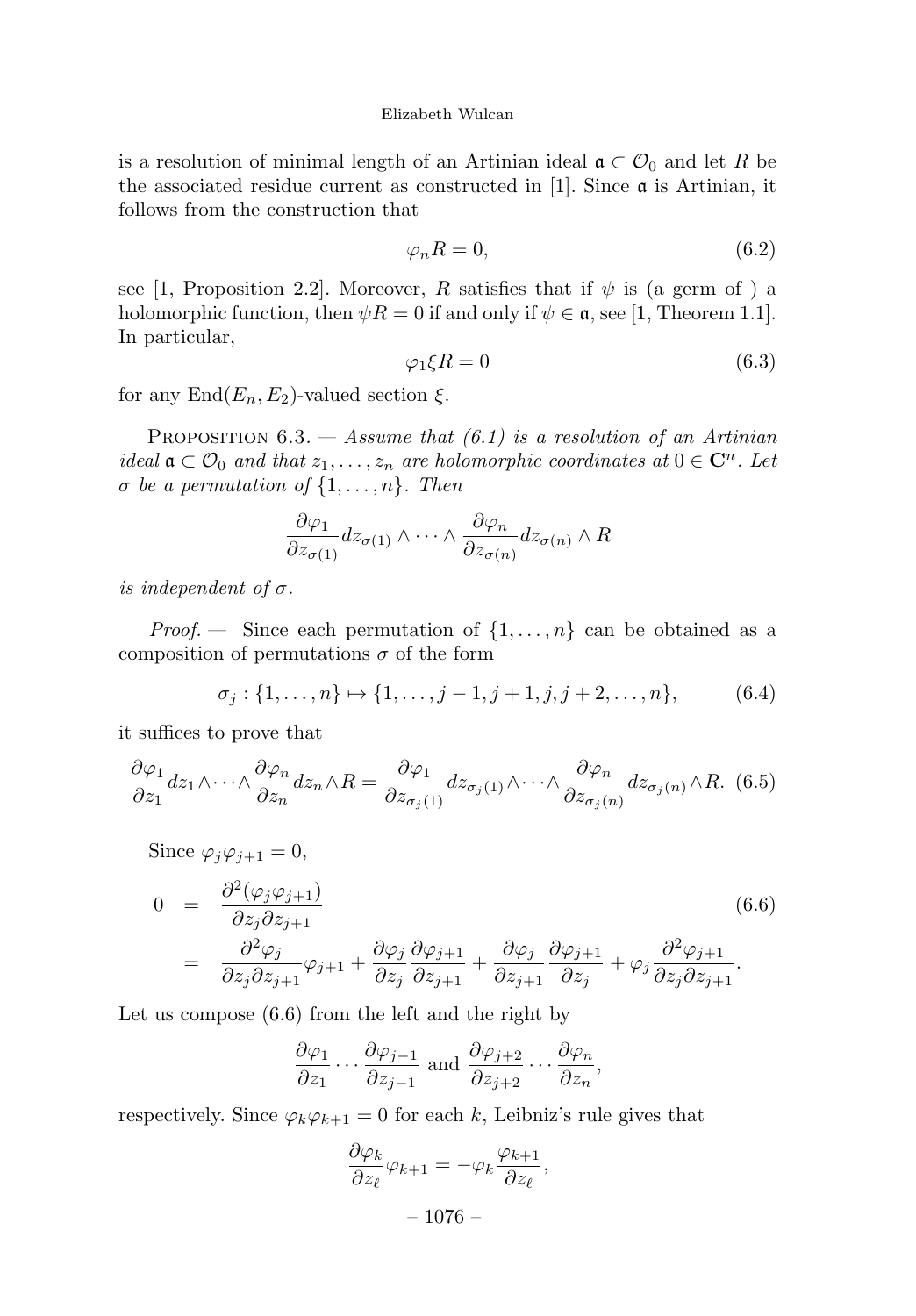is a resolution of minimal length of an Artinian ideal $\mathfrak{a} \subset \mathcal{O}_0$ and let $R$ be the associated residue current as constructed in [1]. Since $\mathfrak{a}$ is Artinian, it follows from the construction that

$$\varphi_n R = 0, \tag{6.2}$$

see [1, Proposition 2.2]. Moreover, $R$ satisfies that if $\psi$ is (a germ of ) a holomorphic function, then $\psi R = 0$ if and only if $\psi \in \mathfrak{a}$, see [1, Theorem 1.1]. In particular,

$$\varphi_1 \xi R = 0 \tag{6.3}$$

for any $\operatorname{End}(E_n, E_2)$-valued section $\xi$.

Proposition 6.3. — *Assume that (6.1) is a resolution of an Artinian ideal $\mathfrak{a} \subset \mathcal{O}_0$ and that $z_1, \dots, z_n$ are holomorphic coordinates at $0 \in \mathbf{C}^n$. Let $\sigma$ be a permutation of $\{1, \dots, n\}$. Then*

$$\frac{\partial \varphi_1}{\partial z_{\sigma(1)}} dz_{\sigma(1)} \wedge \cdots \wedge \frac{\partial \varphi_n}{\partial z_{\sigma(n)}} dz_{\sigma(n)} \wedge R$$

*is independent of $\sigma$.*

*Proof.* — Since each permutation of $\{1, \dots, n\}$ can be obtained as a composition of permutations $\sigma$ of the form

$$\sigma_j : \{1, \dots, n\} \mapsto \{1, \dots, j-1, j+1, j, j+2, \dots, n\}, \tag{6.4}$$

it suffices to prove that

$$\frac{\partial \varphi_1}{\partial z_1} dz_1 \wedge \cdots \wedge \frac{\partial \varphi_n}{\partial z_n} dz_n \wedge R = \frac{\partial \varphi_1}{\partial z_{\sigma_j(1)}} dz_{\sigma_j(1)} \wedge \cdots \wedge \frac{\partial \varphi_n}{\partial z_{\sigma_j(n)}} dz_{\sigma_j(n)} \wedge R. \tag{6.5}$$

Since $\varphi_j \varphi_{j+1} = 0$,

$$\begin{aligned} 0 &= \frac{\partial^2 (\varphi_j \varphi_{j+1})}{\partial z_j \partial z_{j+1}} \\ &= \frac{\partial^2 \varphi_j}{\partial z_j \partial z_{j+1}} \varphi_{j+1} + \frac{\partial \varphi_j}{\partial z_j} \frac{\partial \varphi_{j+1}}{\partial z_{j+1}} + \frac{\partial \varphi_j}{\partial z_{j+1}} \frac{\partial \varphi_{j+1}}{\partial z_j} + \varphi_j \frac{\partial^2 \varphi_{j+1}}{\partial z_j \partial z_{j+1}}. \end{aligned} \tag{6.6}$$

Let us compose (6.6) from the left and the right by

$$\frac{\partial \varphi_1}{\partial z_1} \cdots \frac{\partial \varphi_{j-1}}{\partial z_{j-1}} \text{ and } \frac{\partial \varphi_{j+2}}{\partial z_{j+2}} \cdots \frac{\partial \varphi_n}{\partial z_n},$$

respectively. Since $\varphi_k \varphi_{k+1} = 0$ for each $k$, Leibniz's rule gives that

$$\frac{\partial \varphi_k}{\partial z_\ell} \varphi_{k+1} = -\varphi_k \frac{\varphi_{k+1}}{\partial z_\ell},$$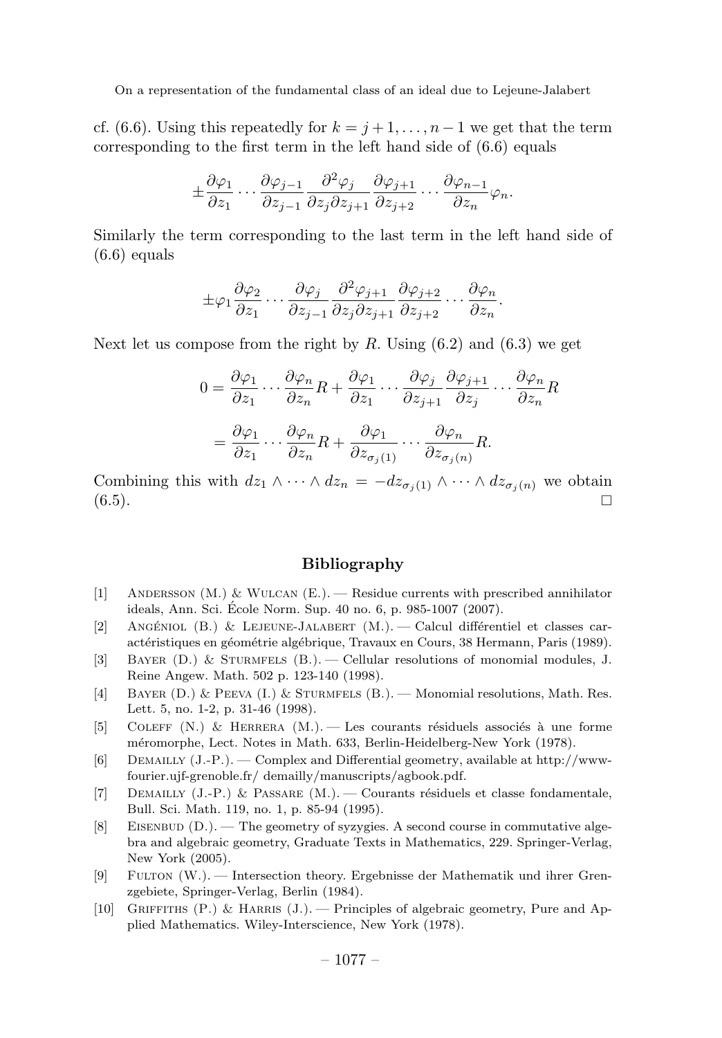cf. (6.6). Using this repeatedly for $k = j+1, \dots, n-1$ we get that the term corresponding to the first term in the left hand side of (6.6) equals

$$\pm \frac{\partial \varphi_1}{\partial z_1} \cdots \frac{\partial \varphi_{j-1}}{\partial z_{j-1}} \frac{\partial^2 \varphi_j}{\partial z_j \partial z_{j+1}} \frac{\partial \varphi_{j+1}}{\partial z_{j+2}} \cdots \frac{\partial \varphi_{n-1}}{\partial z_n} \varphi_n.$$

Similarly the term corresponding to the last term in the left hand side of (6.6) equals

$$\pm \varphi_1 \frac{\partial \varphi_2}{\partial z_1} \cdots \frac{\partial \varphi_j}{\partial z_{j-1}} \frac{\partial^2 \varphi_{j+1}}{\partial z_j \partial z_{j+1}} \frac{\partial \varphi_{j+2}}{\partial z_{j+2}} \cdots \frac{\partial \varphi_n}{\partial z_n}.$$

Next let us compose from the right by $R$. Using (6.2) and (6.3) we get

$$\begin{aligned}
0 &= \frac{\partial \varphi_1}{\partial z_1} \cdots \frac{\partial \varphi_n}{\partial z_n} R + \frac{\partial \varphi_1}{\partial z_1} \cdots \frac{\partial \varphi_j}{\partial z_{j+1}} \frac{\partial \varphi_{j+1}}{\partial z_j} \cdots \frac{\partial \varphi_n}{\partial z_n} R \\
&= \frac{\partial \varphi_1}{\partial z_1} \cdots \frac{\partial \varphi_n}{\partial z_n} R + \frac{\partial \varphi_1}{\partial z_{\sigma_j(1)}} \cdots \frac{\partial \varphi_n}{\partial z_{\sigma_j(n)}} R.
\end{aligned}$$

Combining this with $dz_1 \wedge \cdots \wedge dz_n = -dz_{\sigma_j(1)} \wedge \cdots \wedge dz_{\sigma_j(n)}$ we obtain (6.5). $\square$

## Bibliography

[1] Andersson (M.) & Wulcan (E.). — Residue currents with prescribed annihilator ideals, Ann. Sci. École Norm. Sup. 40 no. 6, p. 985-1007 (2007).

[2] Angéniol (B.) & Lejeune-Jalabert (M.). — Calcul différentiel et classes caractéristiques en géométrie algébrique, Travaux en Cours, 38 Hermann, Paris (1989).

[3] Bayer (D.) & Sturmfels (B.). — Cellular resolutions of monomial modules, J. Reine Angew. Math. 502 p. 123-140 (1998).

[4] Bayer (D.) & Peeva (I.) & Sturmfels (B.). — Monomial resolutions, Math. Res. Lett. 5, no. 1-2, p. 31-46 (1998).

[5] Coleff (N.) & Herrera (M.). — Les courants résiduels associés à une forme méromorphe, Lect. Notes in Math. 633, Berlin-Heidelberg-New York (1978).

[6] Demailly (J.-P.). — Complex and Differential geometry, available at http://www-fourier.ujf-grenoble.fr/ demailly/manuscripts/agbook.pdf.

[7] Demailly (J.-P.) & Passare (M.). — Courants résiduels et classe fondamentale, Bull. Sci. Math. 119, no. 1, p. 85-94 (1995).

[8] Eisenbud (D.). — The geometry of syzygies. A second course in commutative algebra and algebraic geometry, Graduate Texts in Mathematics, 229. Springer-Verlag, New York (2005).

[9] Fulton (W.). — Intersection theory. Ergebnisse der Mathematik und ihrer Grenzgebiete, Springer-Verlag, Berlin (1984).

[10] Griffiths (P.) & Harris (J.). — Principles of algebraic geometry, Pure and Applied Mathematics. Wiley-Interscience, New York (1978).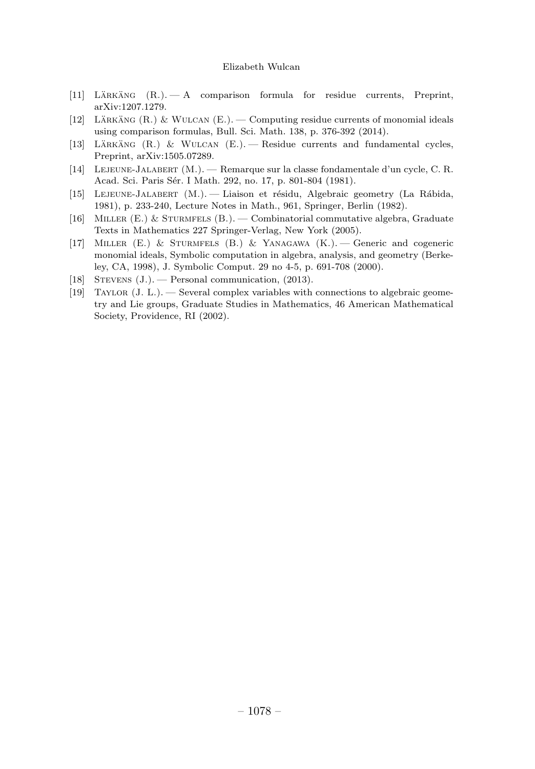[11] Lärkäng (R.). — A comparison formula for residue currents, Preprint, arXiv:1207.1279.

[12] Lärkäng (R.) & Wulcan (E.). — Computing residue currents of monomial ideals using comparison formulas, Bull. Sci. Math. 138, p. 376-392 (2014).

[13] Lärkäng (R.) & Wulcan (E.). — Residue currents and fundamental cycles, Preprint, arXiv:1505.07289.

[14] Lejeune-Jalabert (M.). — Remarque sur la classe fondamentale d'un cycle, C. R. Acad. Sci. Paris Sér. I Math. 292, no. 17, p. 801-804 (1981).

[15] Lejeune-Jalabert (M.). — Liaison et résidu, Algebraic geometry (La Rábida, 1981), p. 233-240, Lecture Notes in Math., 961, Springer, Berlin (1982).

[16] Miller (E.) & Sturmfels (B.). — Combinatorial commutative algebra, Graduate Texts in Mathematics 227 Springer-Verlag, New York (2005).

[17] Miller (E.) & Sturmfels (B.) & Yanagawa (K.). — Generic and cogeneric monomial ideals, Symbolic computation in algebra, analysis, and geometry (Berkeley, CA, 1998), J. Symbolic Comput. 29 no 4-5, p. 691-708 (2000).

[18] Stevens (J.). — Personal communication, (2013).

[19] Taylor (J. L.). — Several complex variables with connections to algebraic geometry and Lie groups, Graduate Studies in Mathematics, 46 American Mathematical Society, Providence, RI (2002).